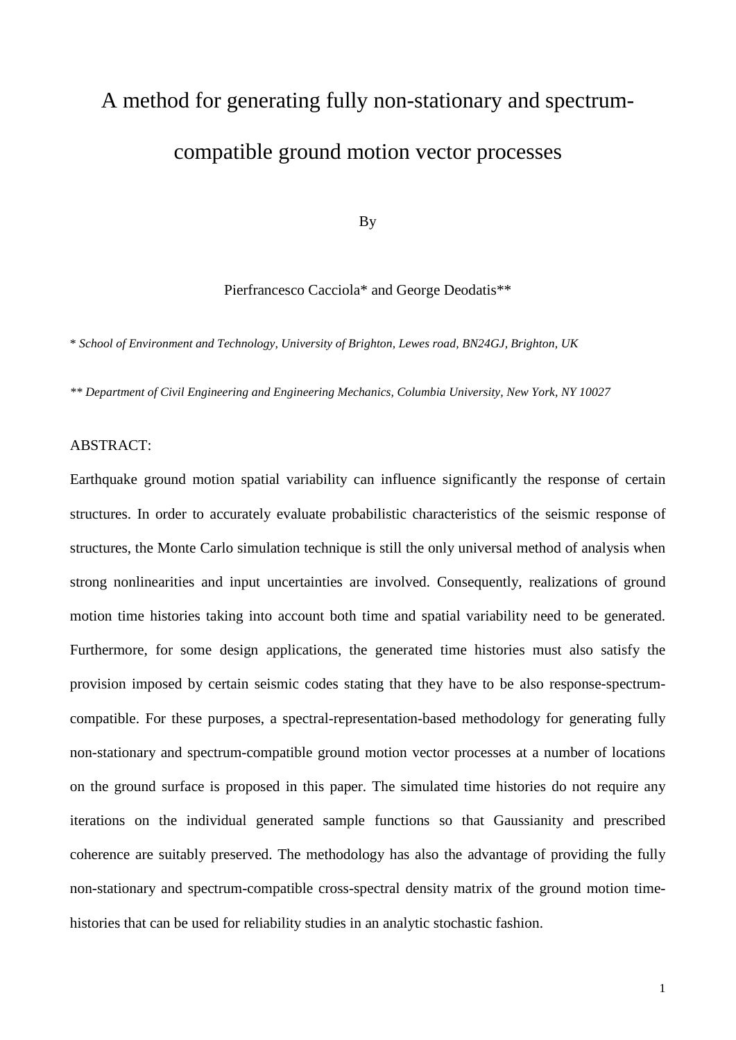# A method for generating fully non-stationary and spectrum-compatible ground motion vector processes

By

Pierfrancesco Cacciola* and George Deodatis**

\* *School of Environment and Technology, University of Brighton, Lewes road, BN24GJ, Brighton, UK*

*** Department of Civil Engineering and Engineering Mechanics, Columbia University, New York, NY 10027*

ABSTRACT:

Earthquake ground motion spatial variability can influence significantly the response of certain structures. In order to accurately evaluate probabilistic characteristics of the seismic response of structures, the Monte Carlo simulation technique is still the only universal method of analysis when strong nonlinearities and input uncertainties are involved. Consequently, realizations of ground motion time histories taking into account both time and spatial variability need to be generated. Furthermore, for some design applications, the generated time histories must also satisfy the provision imposed by certain seismic codes stating that they have to be also response-spectrum-compatible. For these purposes, a spectral-representation-based methodology for generating fully non-stationary and spectrum-compatible ground motion vector processes at a number of locations on the ground surface is proposed in this paper. The simulated time histories do not require any iterations on the individual generated sample functions so that Gaussianity and prescribed coherence are suitably preserved. The methodology has also the advantage of providing the fully non-stationary and spectrum-compatible cross-spectral density matrix of the ground motion time-histories that can be used for reliability studies in an analytic stochastic fashion.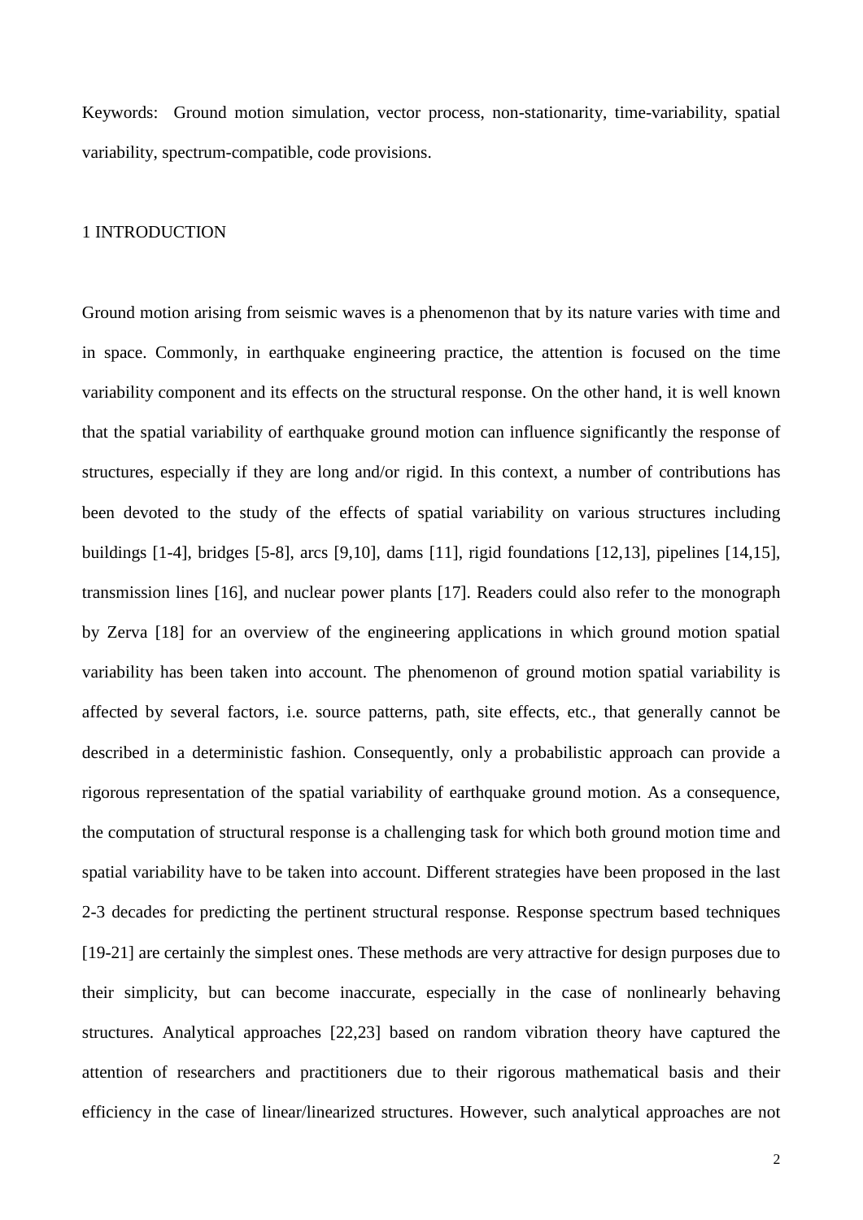Keywords: Ground motion simulation, vector process, non-stationarity, time-variability, spatial variability, spectrum-compatible, code provisions.

# 1 INTRODUCTION

Ground motion arising from seismic waves is a phenomenon that by its nature varies with time and in space. Commonly, in earthquake engineering practice, the attention is focused on the time variability component and its effects on the structural response. On the other hand, it is well known that the spatial variability of earthquake ground motion can influence significantly the response of structures, especially if they are long and/or rigid. In this context, a number of contributions has been devoted to the study of the effects of spatial variability on various structures including buildings [1-4], bridges [5-8], arcs [9,10], dams [11], rigid foundations [12,13], pipelines [14,15], transmission lines [16], and nuclear power plants [17]. Readers could also refer to the monograph by Zerva [18] for an overview of the engineering applications in which ground motion spatial variability has been taken into account. The phenomenon of ground motion spatial variability is affected by several factors, i.e. source patterns, path, site effects, etc., that generally cannot be described in a deterministic fashion. Consequently, only a probabilistic approach can provide a rigorous representation of the spatial variability of earthquake ground motion. As a consequence, the computation of structural response is a challenging task for which both ground motion time and spatial variability have to be taken into account. Different strategies have been proposed in the last 2-3 decades for predicting the pertinent structural response. Response spectrum based techniques [19-21] are certainly the simplest ones. These methods are very attractive for design purposes due to their simplicity, but can become inaccurate, especially in the case of nonlinearly behaving structures. Analytical approaches [22,23] based on random vibration theory have captured the attention of researchers and practitioners due to their rigorous mathematical basis and their efficiency in the case of linear/linearized structures. However, such analytical approaches are not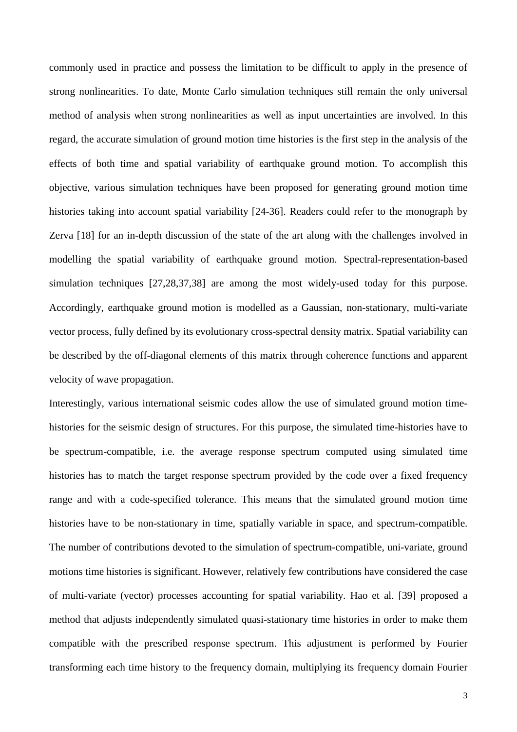commonly used in practice and possess the limitation to be difficult to apply in the presence of strong nonlinearities. To date, Monte Carlo simulation techniques still remain the only universal method of analysis when strong nonlinearities as well as input uncertainties are involved. In this regard, the accurate simulation of ground motion time histories is the first step in the analysis of the effects of both time and spatial variability of earthquake ground motion. To accomplish this objective, various simulation techniques have been proposed for generating ground motion time histories taking into account spatial variability [24-36]. Readers could refer to the monograph by Zerva [18] for an in-depth discussion of the state of the art along with the challenges involved in modelling the spatial variability of earthquake ground motion. Spectral-representation-based simulation techniques [27,28,37,38] are among the most widely-used today for this purpose. Accordingly, earthquake ground motion is modelled as a Gaussian, non-stationary, multi-variate vector process, fully defined by its evolutionary cross-spectral density matrix. Spatial variability can be described by the off-diagonal elements of this matrix through coherence functions and apparent velocity of wave propagation.

Interestingly, various international seismic codes allow the use of simulated ground motion time-histories for the seismic design of structures. For this purpose, the simulated time-histories have to be spectrum-compatible, i.e. the average response spectrum computed using simulated time histories has to match the target response spectrum provided by the code over a fixed frequency range and with a code-specified tolerance. This means that the simulated ground motion time histories have to be non-stationary in time, spatially variable in space, and spectrum-compatible. The number of contributions devoted to the simulation of spectrum-compatible, uni-variate, ground motions time histories is significant. However, relatively few contributions have considered the case of multi-variate (vector) processes accounting for spatial variability. Hao et al. [39] proposed a method that adjusts independently simulated quasi-stationary time histories in order to make them compatible with the prescribed response spectrum. This adjustment is performed by Fourier transforming each time history to the frequency domain, multiplying its frequency domain Fourier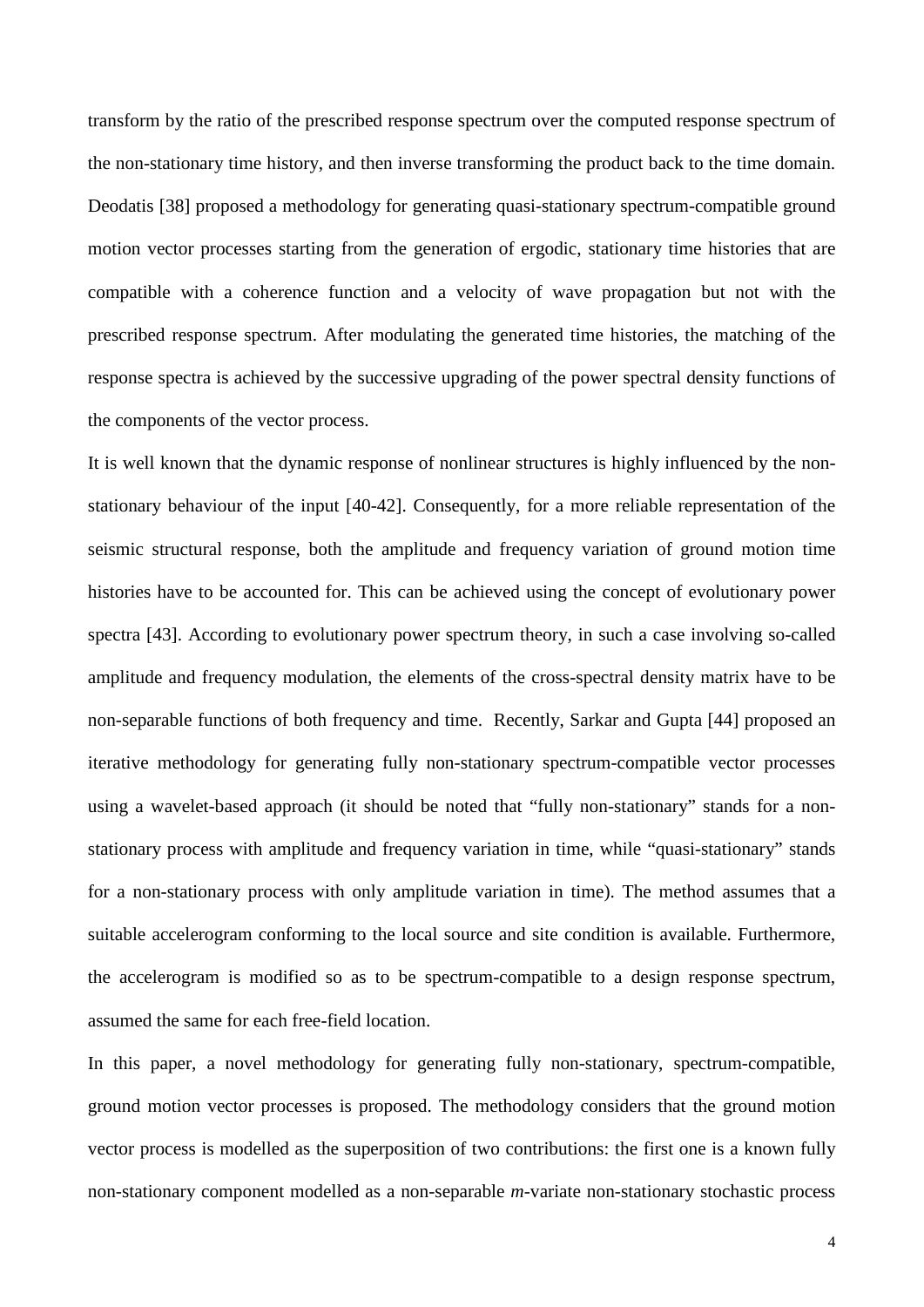transform by the ratio of the prescribed response spectrum over the computed response spectrum of the non-stationary time history, and then inverse transforming the product back to the time domain. Deodatis [38] proposed a methodology for generating quasi-stationary spectrum-compatible ground motion vector processes starting from the generation of ergodic, stationary time histories that are compatible with a coherence function and a velocity of wave propagation but not with the prescribed response spectrum. After modulating the generated time histories, the matching of the response spectra is achieved by the successive upgrading of the power spectral density functions of the components of the vector process.

It is well known that the dynamic response of nonlinear structures is highly influenced by the non-stationary behaviour of the input [40-42]. Consequently, for a more reliable representation of the seismic structural response, both the amplitude and frequency variation of ground motion time histories have to be accounted for. This can be achieved using the concept of evolutionary power spectra [43]. According to evolutionary power spectrum theory, in such a case involving so-called amplitude and frequency modulation, the elements of the cross-spectral density matrix have to be non-separable functions of both frequency and time. Recently, Sarkar and Gupta [44] proposed an iterative methodology for generating fully non-stationary spectrum-compatible vector processes using a wavelet-based approach (it should be noted that "fully non-stationary" stands for a non-stationary process with amplitude and frequency variation in time, while "quasi-stationary" stands for a non-stationary process with only amplitude variation in time). The method assumes that a suitable accelerogram conforming to the local source and site condition is available. Furthermore, the accelerogram is modified so as to be spectrum-compatible to a design response spectrum, assumed the same for each free-field location.

In this paper, a novel methodology for generating fully non-stationary, spectrum-compatible, ground motion vector processes is proposed. The methodology considers that the ground motion vector process is modelled as the superposition of two contributions: the first one is a known fully non-stationary component modelled as a non-separable $m$-variate non-stationary stochastic process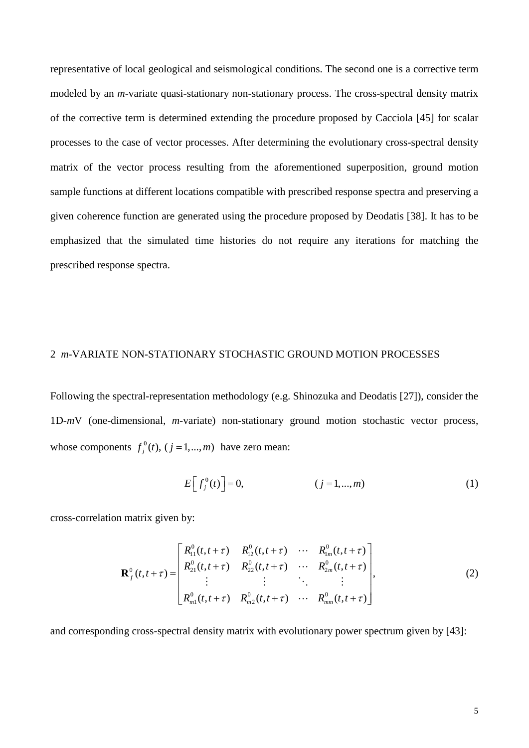representative of local geological and seismological conditions. The second one is a corrective term modeled by an *m*-variate quasi-stationary non-stationary process. The cross-spectral density matrix of the corrective term is determined extending the procedure proposed by Cacciola [45] for scalar processes to the case of vector processes. After determining the evolutionary cross-spectral density matrix of the vector process resulting from the aforementioned superposition, ground motion sample functions at different locations compatible with prescribed response spectra and preserving a given coherence function are generated using the procedure proposed by Deodatis [38]. It has to be emphasized that the simulated time histories do not require any iterations for matching the prescribed response spectra.

## 2 *m*-VARIATE NON-STATIONARY STOCHASTIC GROUND MOTION PROCESSES

Following the spectral-representation methodology (e.g. Shinozuka and Deodatis [27]), consider the 1D-*m*V (one-dimensional, *m*-variate) non-stationary ground motion stochastic vector process, whose components $f_j^0(t),\ (j=1,...,m)$ have zero mean:

$$E\left[ f_j^0(t) \right] = 0, \qquad\qquad (j=1,...,m) \tag{1}$$

cross-correlation matrix given by:

$$\mathbf{R}_f^0(t,t+\tau) = \begin{bmatrix} R_{11}^0(t,t+\tau) & R_{12}^0(t,t+\tau) & \cdots & R_{1m}^0(t,t+\tau) \\ R_{21}^0(t,t+\tau) & R_{22}^0(t,t+\tau) & \cdots & R_{2m}^0(t,t+\tau) \\ \vdots & \vdots & \ddots & \vdots \\ R_{m1}^0(t,t+\tau) & R_{m2}^0(t,t+\tau) & \cdots & R_{mm}^0(t,t+\tau) \end{bmatrix}, \tag{2}$$

and corresponding cross-spectral density matrix with evolutionary power spectrum given by [43]: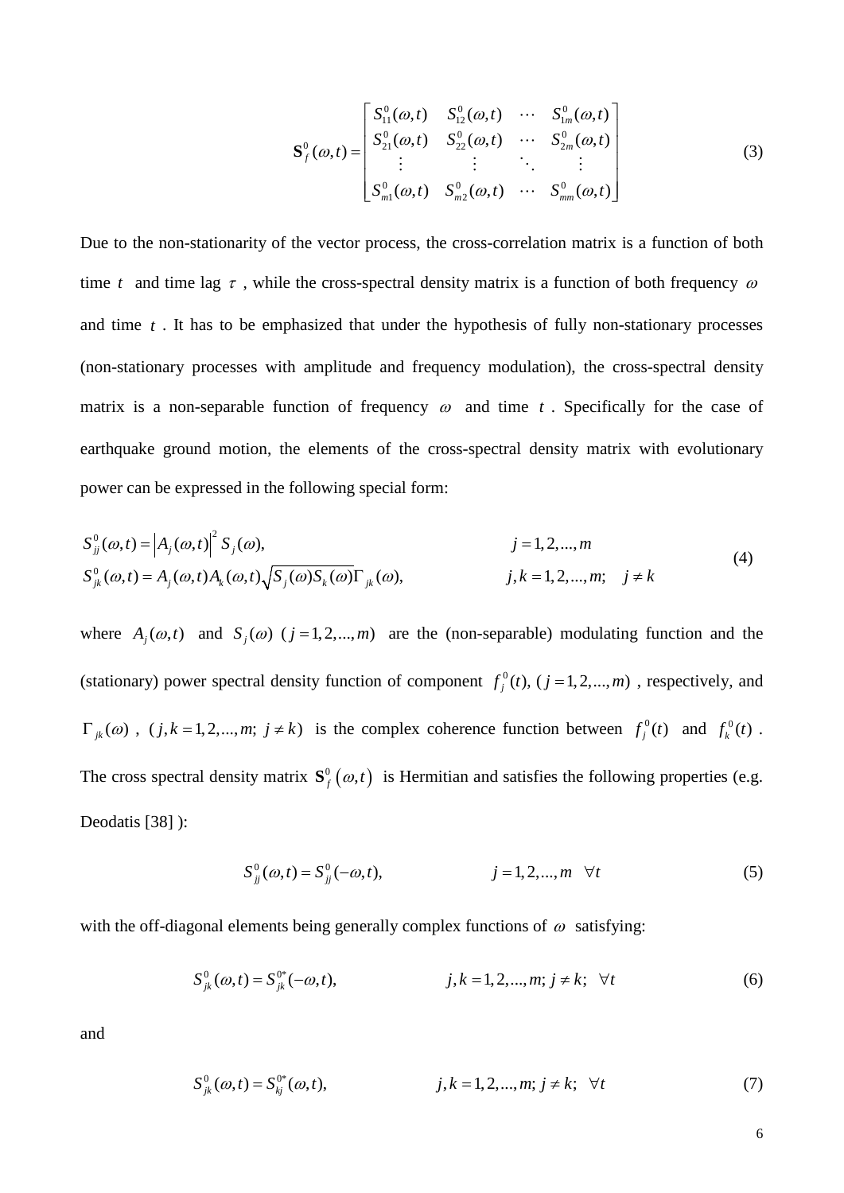$$\mathbf{S}_f^0(\omega,t) = \begin{bmatrix} S_{11}^0(\omega,t) & S_{12}^0(\omega,t) & \cdots & S_{1m}^0(\omega,t) \\ S_{21}^0(\omega,t) & S_{22}^0(\omega,t) & \cdots & S_{2m}^0(\omega,t) \\ \vdots & \vdots & \ddots & \vdots \\ S_{m1}^0(\omega,t) & S_{m2}^0(\omega,t) & \cdots & S_{mm}^0(\omega,t) \end{bmatrix} \tag{3}$$

Due to the non-stationarity of the vector process, the cross-correlation matrix is a function of both time $t$ and time lag $\tau$, while the cross-spectral density matrix is a function of both frequency $\omega$ and time $t$. It has to be emphasized that under the hypothesis of fully non-stationary processes (non-stationary processes with amplitude and frequency modulation), the cross-spectral density matrix is a non-separable function of frequency $\omega$ and time $t$. Specifically for the case of earthquake ground motion, the elements of the cross-spectral density matrix with evolutionary power can be expressed in the following special form:

$$\begin{aligned} S_{jj}^0(\omega,t) &= \left|A_j(\omega,t)\right|^2 S_j(\omega), & j &= 1,2,\ldots,m \\ S_{jk}^0(\omega,t) &= A_j(\omega,t)A_k(\omega,t)\sqrt{S_j(\omega)S_k(\omega)}\Gamma_{jk}(\omega), & j,k &= 1,2,\ldots,m; \quad j \neq k \end{aligned} \tag{4}$$

where $A_j(\omega,t)$ and $S_j(\omega)$ $(j=1,2,\ldots,m)$ are the (non-separable) modulating function and the (stationary) power spectral density function of component $f_j^0(t)$, $(j=1,2,\ldots,m)$, respectively, and $\Gamma_{jk}(\omega)$, $(j,k=1,2,\ldots,m;\ j\neq k)$ is the complex coherence function between $f_j^0(t)$ and $f_k^0(t)$. The cross spectral density matrix $\mathbf{S}_f^0(\omega,t)$ is Hermitian and satisfies the following properties (e.g. Deodatis [38] ):

$$S_{jj}^0(\omega,t) = S_{jj}^0(-\omega,t), \qquad j=1,2,\ldots,m \quad \forall t \tag{5}$$

with the off-diagonal elements being generally complex functions of $\omega$ satisfying:

$$S_{jk}^0(\omega,t) = S_{jk}^{0*}(-\omega,t), \qquad j,k=1,2,\ldots,m;\ j\neq k;\ \ \forall t \tag{6}$$

and

$$S_{jk}^0(\omega,t) = S_{kj}^{0*}(\omega,t), \qquad j,k=1,2,\ldots,m;\ j\neq k;\ \ \forall t \tag{7}$$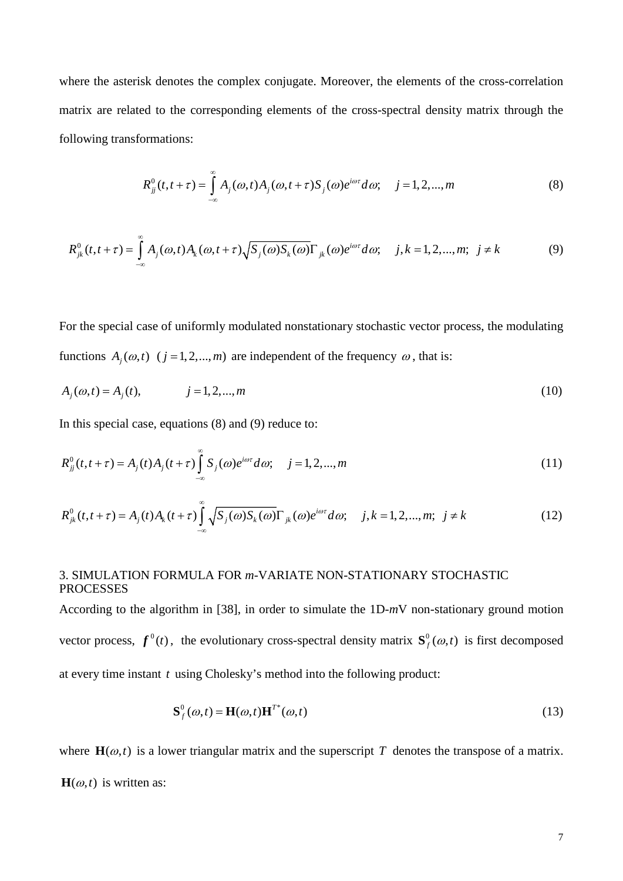where the asterisk denotes the complex conjugate. Moreover, the elements of the cross-correlation matrix are related to the corresponding elements of the cross-spectral density matrix through the following transformations:

$$R_{jj}^{0}(t,t+\tau) = \int_{-\infty}^{\infty} A_j(\omega,t) A_j(\omega,t+\tau) S_j(\omega) e^{i\omega\tau} d\omega; \quad j = 1,2,...,m \tag{8}$$

$$R_{jk}^{0}(t,t+\tau) = \int_{-\infty}^{\infty} A_j(\omega,t) A_k(\omega,t+\tau) \sqrt{S_j(\omega) S_k(\omega)} \Gamma_{jk}(\omega) e^{i\omega\tau} d\omega; \quad j,k = 1,2,...,m; \ \ j \neq k \tag{9}$$

For the special case of uniformly modulated nonstationary stochastic vector process, the modulating functions $A_j(\omega,t)$ $(j = 1,2,...,m)$ are independent of the frequency $\omega$, that is:

$$A_j(\omega,t) = A_j(t), \qquad j = 1,2,...,m \tag{10}$$

In this special case, equations (8) and (9) reduce to:

$$R_{jj}^{0}(t,t+\tau) = A_j(t) A_j(t+\tau) \int_{-\infty}^{\infty} S_j(\omega) e^{i\omega\tau} d\omega; \quad j = 1,2,...,m \tag{11}$$

$$R_{jk}^{0}(t,t+\tau) = A_j(t) A_k(t+\tau) \int_{-\infty}^{\infty} \sqrt{S_j(\omega) S_k(\omega)} \Gamma_{jk}(\omega) e^{i\omega\tau} d\omega; \quad j,k = 1,2,...,m; \ \ j \neq k \tag{12}$$

## 3. SIMULATION FORMULA FOR *m*-VARIATE NON-STATIONARY STOCHASTIC PROCESSES

According to the algorithm in [38], in order to simulate the 1D-*m*V non-stationary ground motion vector process, $\boldsymbol{f}^{0}(t)$, the evolutionary cross-spectral density matrix $\mathbf{S}_{f}^{0}(\omega,t)$ is first decomposed at every time instant $t$ using Cholesky's method into the following product:

$$\mathbf{S}_{f}^{0}(\omega,t) = \mathbf{H}(\omega,t) \mathbf{H}^{T*}(\omega,t) \tag{13}$$

where $\mathbf{H}(\omega,t)$ is a lower triangular matrix and the superscript $T$ denotes the transpose of a matrix. $\mathbf{H}(\omega,t)$ is written as: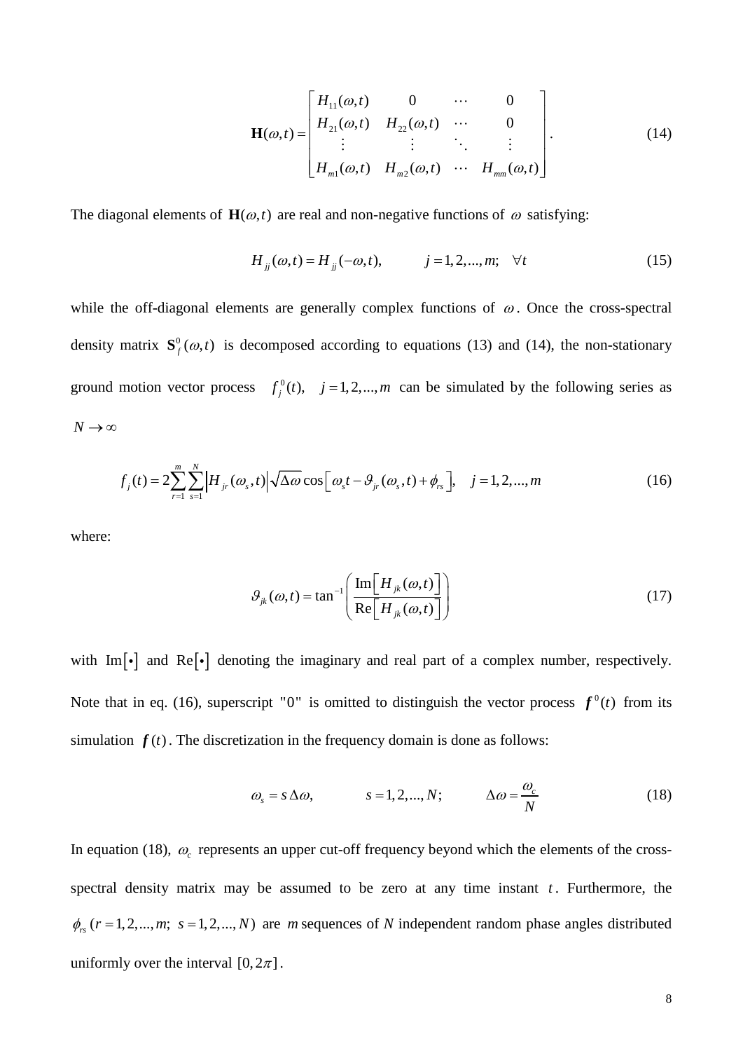$$\mathbf{H}(\omega,t)=\begin{bmatrix} H_{11}(\omega,t) & 0 & \cdots & 0 \\ H_{21}(\omega,t) & H_{22}(\omega,t) & \cdots & 0 \\ \vdots & \vdots & \ddots & \vdots \\ H_{m1}(\omega,t) & H_{m2}(\omega,t) & \cdots & H_{mm}(\omega,t) \end{bmatrix}. \tag{14}$$

The diagonal elements of $\mathbf{H}(\omega,t)$ are real and non-negative functions of $\omega$ satisfying:

$$H_{jj}(\omega,t)=H_{jj}(-\omega,t), \qquad j=1,2,...,m; \quad \forall t \tag{15}$$

while the off-diagonal elements are generally complex functions of $\omega$. Once the cross-spectral density matrix $\mathbf{S}_f^0(\omega,t)$ is decomposed according to equations (13) and (14), the non-stationary ground motion vector process $f_j^0(t), \quad j=1,2,...,m$ can be simulated by the following series as $N\to\infty$

$$f_j(t)=2\sum_{r=1}^{m}\sum_{s=1}^{N}\left|H_{jr}(\omega_s,t)\right|\sqrt{\Delta\omega}\cos\left[\omega_s t-\vartheta_{jr}(\omega_s,t)+\phi_{rs}\right], \quad j=1,2,...,m \tag{16}$$

where:

$$\vartheta_{jk}(\omega,t)=\tan^{-1}\left(\frac{\operatorname{Im}\left[H_{jk}(\omega,t)\right]}{\operatorname{Re}\left[H_{jk}(\omega,t)\right]}\right) \tag{17}$$

with $\operatorname{Im}[\bullet]$ and $\operatorname{Re}[\bullet]$ denoting the imaginary and real part of a complex number, respectively. Note that in eq. (16), superscript "0" is omitted to distinguish the vector process $\boldsymbol{f}^0(t)$ from its simulation $\boldsymbol{f}(t)$. The discretization in the frequency domain is done as follows:

$$\omega_s=s\,\Delta\omega, \qquad s=1,2,...,N; \qquad \Delta\omega=\frac{\omega_c}{N} \tag{18}$$

In equation (18), $\omega_c$ represents an upper cut-off frequency beyond which the elements of the cross-spectral density matrix may be assumed to be zero at any time instant $t$. Furthermore, the $\phi_{rs}\ (r=1,2,...,m;\ s=1,2,...,N)$ are $m$ sequences of $N$ independent random phase angles distributed uniformly over the interval $[0,2\pi]$.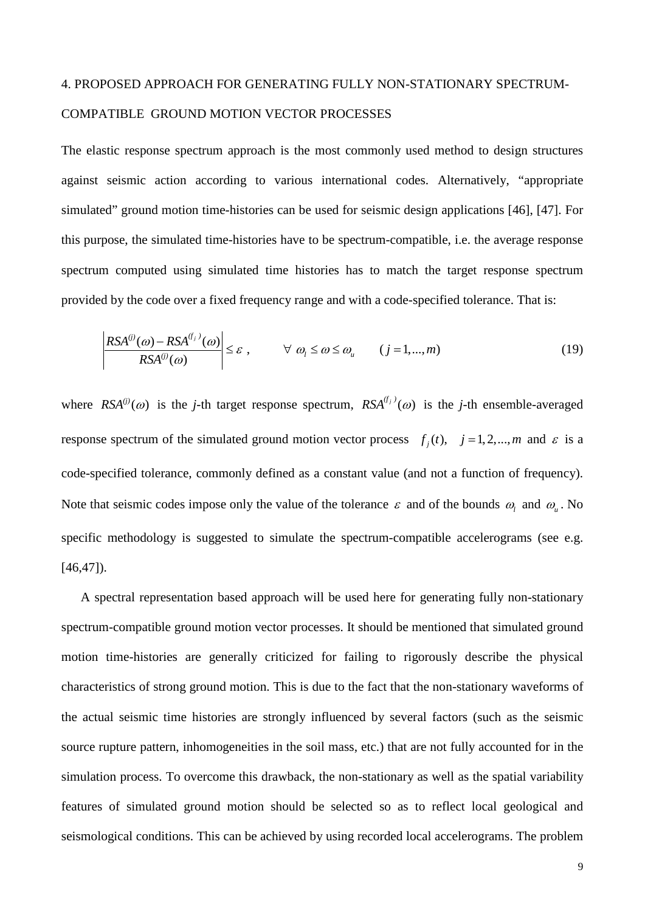## 4. PROPOSED APPROACH FOR GENERATING FULLY NON-STATIONARY SPECTRUM-COMPATIBLE GROUND MOTION VECTOR PROCESSES

The elastic response spectrum approach is the most commonly used method to design structures against seismic action according to various international codes. Alternatively, "appropriate simulated" ground motion time-histories can be used for seismic design applications [46], [47]. For this purpose, the simulated time-histories have to be spectrum-compatible, i.e. the average response spectrum computed using simulated time histories has to match the target response spectrum provided by the code over a fixed frequency range and with a code-specified tolerance. That is:

$$\left| \frac{RSA^{(j)}(\omega) - RSA^{(f_j)}(\omega)}{RSA^{(j)}(\omega)} \right| \leq \varepsilon \,, \qquad \forall \;\omega_l \leq \omega \leq \omega_u \qquad (j = 1,...,m) \tag{19}$$

where $RSA^{(j)}(\omega)$ is the *j*-th target response spectrum, $RSA^{(f_j)}(\omega)$ is the *j*-th ensemble-averaged response spectrum of the simulated ground motion vector process $f_j(t), \quad j = 1,2,...,m$ and $\varepsilon$ is a code-specified tolerance, commonly defined as a constant value (and not a function of frequency). Note that seismic codes impose only the value of the tolerance $\varepsilon$ and of the bounds $\omega_l$ and $\omega_u$. No specific methodology is suggested to simulate the spectrum-compatible accelerograms (see e.g. [46,47]).

A spectral representation based approach will be used here for generating fully non-stationary spectrum-compatible ground motion vector processes. It should be mentioned that simulated ground motion time-histories are generally criticized for failing to rigorously describe the physical characteristics of strong ground motion. This is due to the fact that the non-stationary waveforms of the actual seismic time histories are strongly influenced by several factors (such as the seismic source rupture pattern, inhomogeneities in the soil mass, etc.) that are not fully accounted for in the simulation process. To overcome this drawback, the non-stationary as well as the spatial variability features of simulated ground motion should be selected so as to reflect local geological and seismological conditions. This can be achieved by using recorded local accelerograms. The problem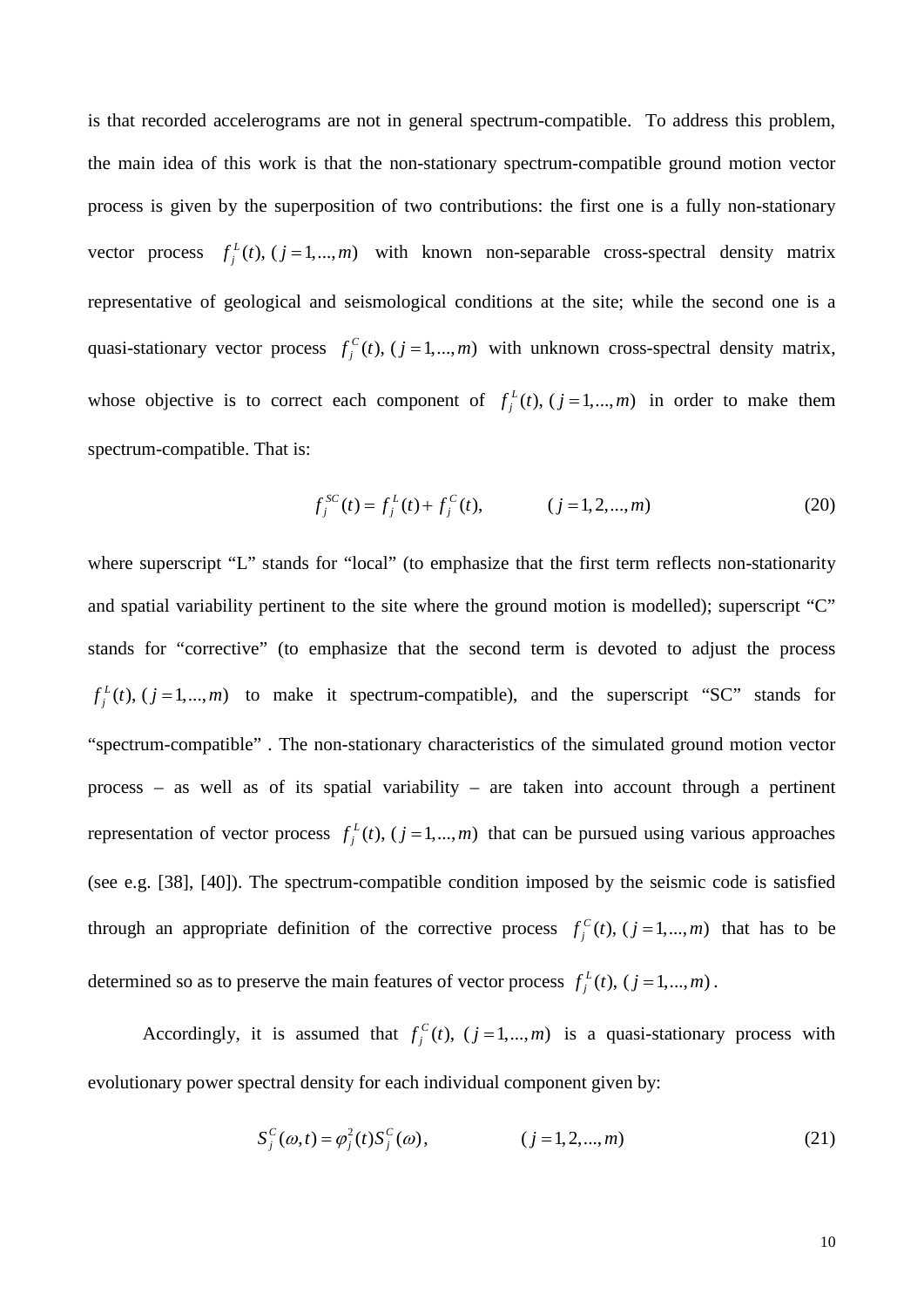is that recorded accelerograms are not in general spectrum-compatible. To address this problem, the main idea of this work is that the non-stationary spectrum-compatible ground motion vector process is given by the superposition of two contributions: the first one is a fully non-stationary vector process $f_j^L(t), (j=1,...,m)$ with known non-separable cross-spectral density matrix representative of geological and seismological conditions at the site; while the second one is a quasi-stationary vector process $f_j^C(t), (j=1,...,m)$ with unknown cross-spectral density matrix, whose objective is to correct each component of $f_j^L(t), (j=1,...,m)$ in order to make them spectrum-compatible. That is:

$$f_j^{SC}(t) = f_j^L(t) + f_j^C(t), \qquad (j=1,2,...,m) \tag{20}$$

where superscript "L" stands for "local" (to emphasize that the first term reflects non-stationarity and spatial variability pertinent to the site where the ground motion is modelled); superscript "C" stands for "corrective" (to emphasize that the second term is devoted to adjust the process $f_j^L(t), (j=1,...,m)$ to make it spectrum-compatible), and the superscript "SC" stands for "spectrum-compatible" . The non-stationary characteristics of the simulated ground motion vector process – as well as of its spatial variability – are taken into account through a pertinent representation of vector process $f_j^L(t), (j=1,...,m)$ that can be pursued using various approaches (see e.g. [38], [40]). The spectrum-compatible condition imposed by the seismic code is satisfied through an appropriate definition of the corrective process $f_j^C(t), (j=1,...,m)$ that has to be determined so as to preserve the main features of vector process $f_j^L(t), (j=1,...,m)$.

Accordingly, it is assumed that $f_j^C(t), (j=1,...,m)$ is a quasi-stationary process with evolutionary power spectral density for each individual component given by:

$$S_j^C(\omega,t) = \varphi_j^2(t) S_j^C(\omega), \qquad (j=1,2,...,m) \tag{21}$$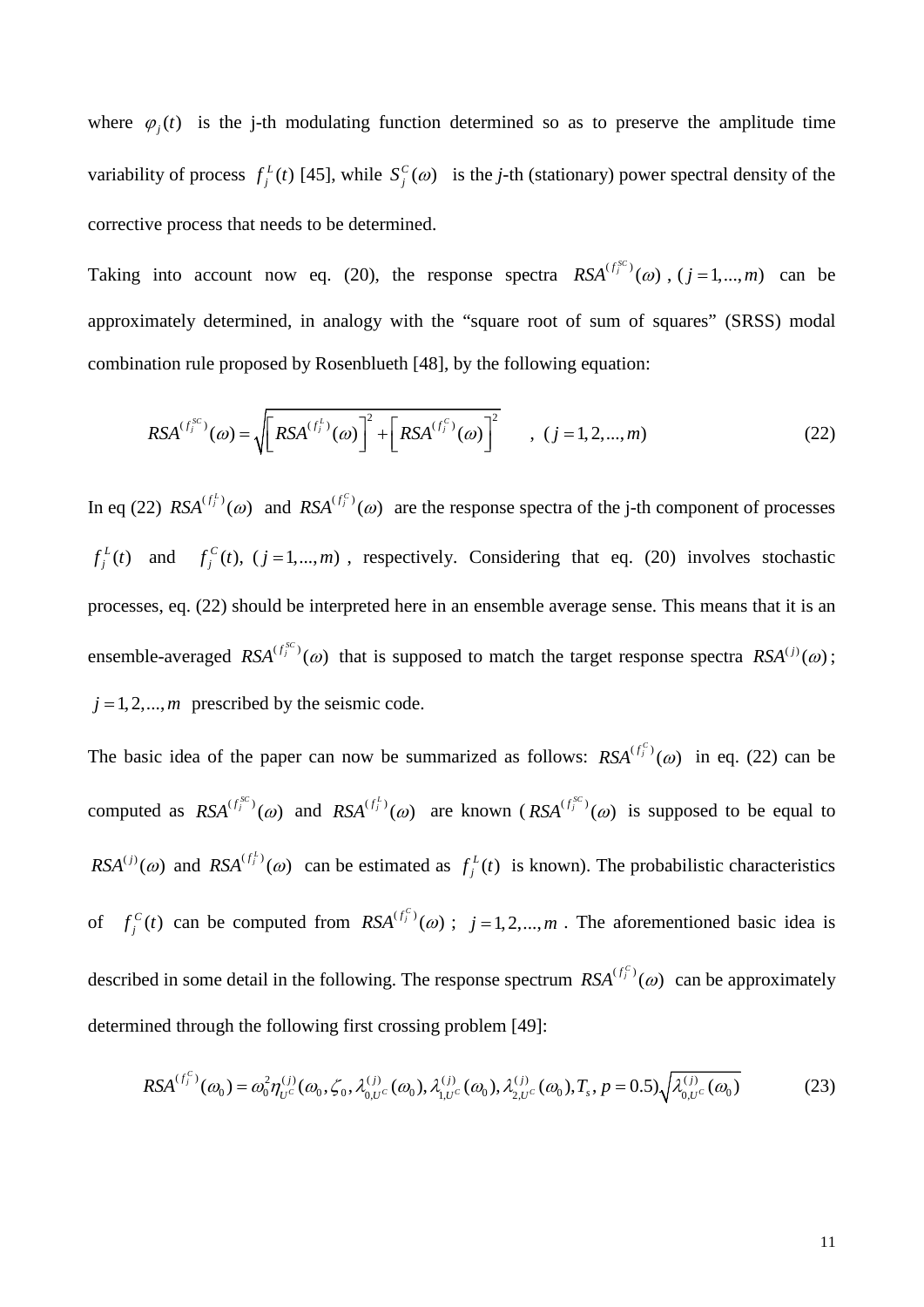where $\varphi_j(t)$ is the j-th modulating function determined so as to preserve the amplitude time variability of process $f_j^L(t)$ [45], while $S_j^C(\omega)$ is the *j*-th (stationary) power spectral density of the corrective process that needs to be determined.

Taking into account now eq. (20), the response spectra $RSA^{(f_j^{SC})}(\omega)$ , $(j=1,...,m)$ can be approximately determined, in analogy with the "square root of sum of squares" (SRSS) modal combination rule proposed by Rosenblueth [48], by the following equation:

$$RSA^{(f_j^{SC})}(\omega)=\sqrt{\left[RSA^{(f_j^{L})}(\omega)\right]^2+\left[RSA^{(f_j^{C})}(\omega)\right]^2} \quad , \ (j=1,2,...,m) \tag{22}$$

In eq (22) $RSA^{(f_j^L)}(\omega)$ and $RSA^{(f_j^C)}(\omega)$ are the response spectra of the j-th component of processes $f_j^L(t)$ and $f_j^C(t)$, $(j=1,...,m)$ , respectively. Considering that eq. (20) involves stochastic processes, eq. (22) should be interpreted here in an ensemble average sense. This means that it is an ensemble-averaged $RSA^{(f_j^{SC})}(\omega)$ that is supposed to match the target response spectra $RSA^{(j)}(\omega)$; $j=1,2,...,m$ prescribed by the seismic code.

The basic idea of the paper can now be summarized as follows: $RSA^{(f_j^C)}(\omega)$ in eq. (22) can be computed as $RSA^{(f_j^{SC})}(\omega)$ and $RSA^{(f_j^L)}(\omega)$ are known ($RSA^{(f_j^{SC})}(\omega)$ is supposed to be equal to $RSA^{(j)}(\omega)$ and $RSA^{(f_j^L)}(\omega)$ can be estimated as $f_j^L(t)$ is known). The probabilistic characteristics of $f_j^C(t)$ can be computed from $RSA^{(f_j^C)}(\omega)$ ; $j=1,2,...,m$ . The aforementioned basic idea is described in some detail in the following. The response spectrum $RSA^{(f_j^C)}(\omega)$ can be approximately determined through the following first crossing problem [49]:

$$RSA^{(f_j^C)}(\omega_0)=\omega_0^2\eta_{U^C}^{(j)}(\omega_0,\zeta_0,\lambda_{0,U^C}^{(j)}(\omega_0),\lambda_{1,U^C}^{(j)}(\omega_0),\lambda_{2,U^C}^{(j)}(\omega_0),T_s,p=0.5)\sqrt{\lambda_{0,U^C}^{(j)}(\omega_0)} \tag{23}$$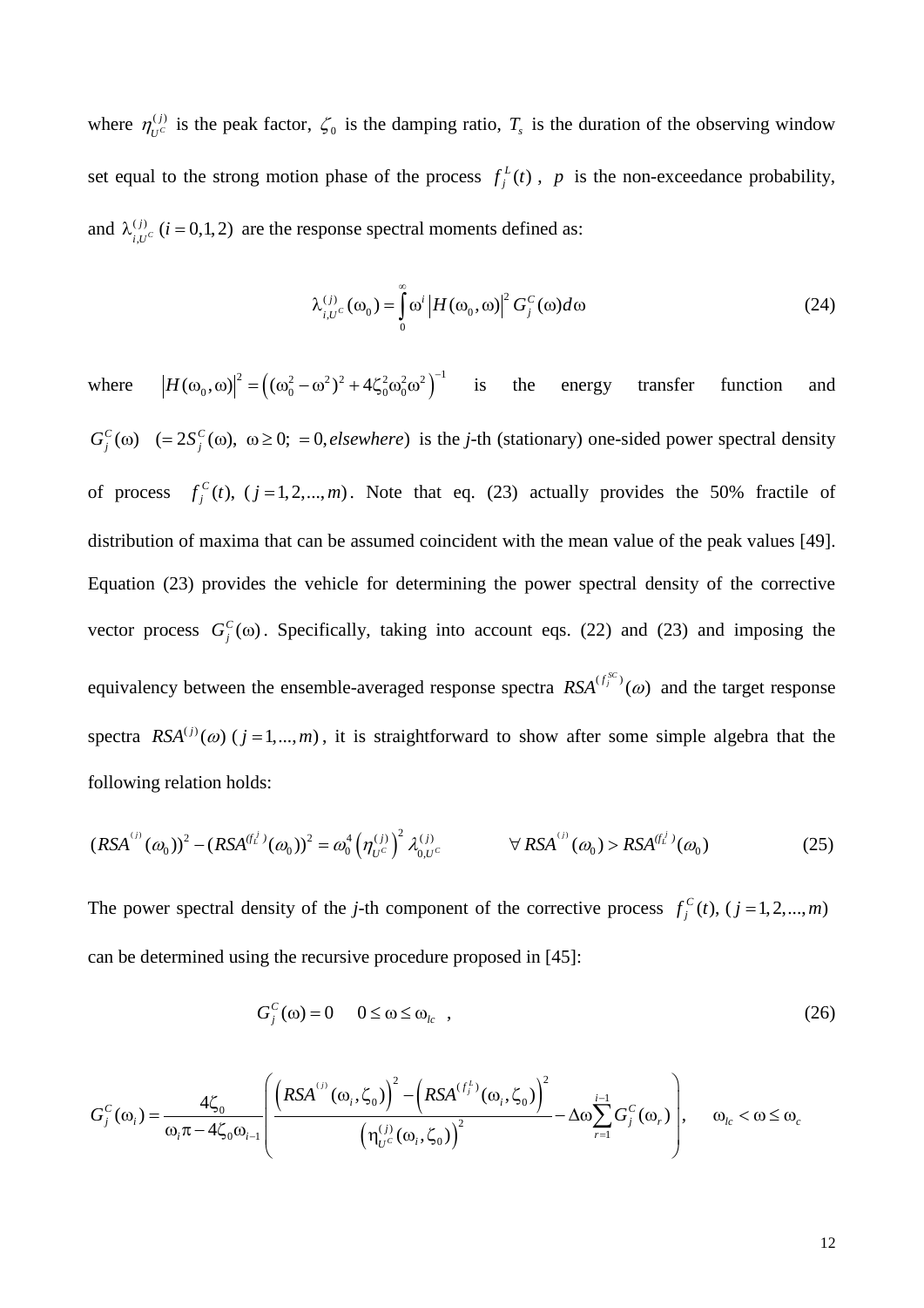where $\eta_{U^C}^{(j)}$ is the peak factor, $\zeta_0$ is the damping ratio, $T_s$ is the duration of the observing window set equal to the strong motion phase of the process $f_j^L(t)$, $p$ is the non-exceedance probability, and $\lambda_{i,U^C}^{(j)}\ (i=0,1,2)$ are the response spectral moments defined as:

$$\lambda_{i,U^C}^{(j)}(\omega_0) = \int_0^{\infty} \omega^i \left|H(\omega_0,\omega)\right|^2 G_j^C(\omega)d\omega \tag{24}$$

where $\left|H(\omega_0,\omega)\right|^2 = \left((\omega_0^2-\omega^2)^2 + 4\zeta_0^2\omega_0^2\omega^2\right)^{-1}$ is the energy transfer function and $G_j^C(\omega)\quad (=2S_j^C(\omega),\ \omega \geq 0;\ =0, elsewhere)$ is the *j*-th (stationary) one-sided power spectral density of process $f_j^C(t),\ (j=1,2,...,m)$. Note that eq. (23) actually provides the 50% fractile of distribution of maxima that can be assumed coincident with the mean value of the peak values [49]. Equation (23) provides the vehicle for determining the power spectral density of the corrective vector process $G_j^C(\omega)$. Specifically, taking into account eqs. (22) and (23) and imposing the equivalency between the ensemble-averaged response spectra $RSA^{(f_j^{SC})}(\omega)$ and the target response spectra $RSA^{(j)}(\omega)\ (j=1,...,m)$, it is straightforward to show after some simple algebra that the following relation holds:

$$(RSA^{(j)}(\omega_0))^2 - (RSA^{(f_L^j)}(\omega_0))^2 = \omega_0^4\left(\eta_{U^C}^{(j)}\right)^2 \lambda_{0,U^C}^{(j)} \qquad \forall\, RSA^{(j)}(\omega_0) > RSA^{(f_L^j)}(\omega_0) \tag{25}$$

The power spectral density of the *j*-th component of the corrective process $f_j^C(t),\ (j=1,2,...,m)$ can be determined using the recursive procedure proposed in [45]:

$$G_j^C(\omega) = 0 \qquad 0 \leq \omega \leq \omega_{lc}\ , \tag{26}$$

$$G_j^C(\omega_i) = \frac{4\zeta_0}{\omega_i\pi - 4\zeta_0\omega_{i-1}}\left(\frac{\left(RSA^{(j)}(\omega_i,\zeta_0)\right)^2 - \left(RSA^{(f_j^L)}(\omega_i,\zeta_0)\right)^2}{\left(\eta_{U^C}^{(j)}(\omega_i,\zeta_0)\right)^2} - \Delta\omega\sum_{r=1}^{i-1}G_j^C(\omega_r)\right), \qquad \omega_{lc} < \omega \leq \omega_c$$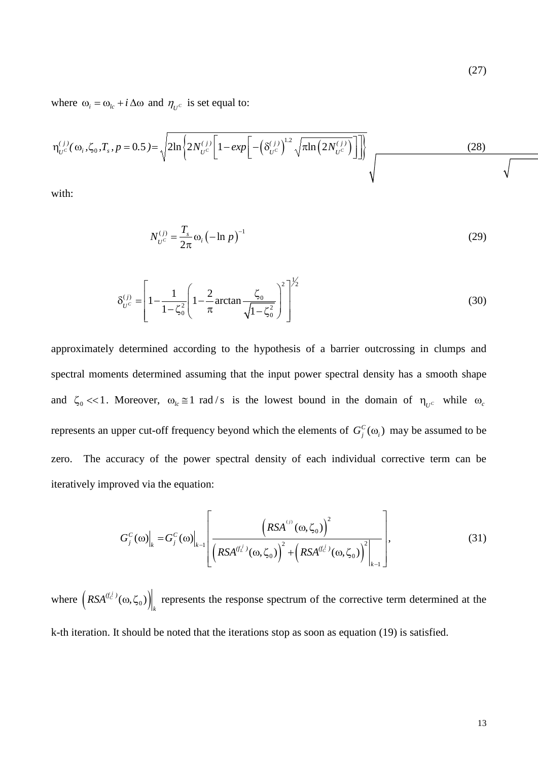$$(27)$$

where $\omega_i = \omega_{lc} + i\,\Delta\omega$ and $\eta_{U^C}$ is set equal to:

$$\eta_{U^C}^{(j)}(\omega_i, \zeta_0, T_s, p = 0.5) = \sqrt{2\ln\left\{2N_{U^C}^{(j)}\left[1 - exp\left[-\left(\delta_{U^C}^{(j)}\right)^{1.2}\sqrt{\pi \ln\left(2N_{U^C}^{(j)}\right)}\right]\right]\right\}} \tag{28}$$

with:

$$N_{U^C}^{(j)} = \frac{T_s}{2\pi}\,\omega_i\left(-\ln p\right)^{-1} \tag{29}$$

$$\delta_{U^C}^{(j)} = \left[1 - \frac{1}{1-\zeta_0^2}\left(1 - \frac{2}{\pi}\arctan\frac{\zeta_0}{\sqrt{1-\zeta_0^2}}\right)^2\right]^{1/2} \tag{30}$$

approximately determined according to the hypothesis of a barrier outcrossing in clumps and spectral moments determined assuming that the input power spectral density has a smooth shape and $\zeta_0 << 1$. Moreover, $\omega_{lc} \cong 1\ \mathrm{rad/s}$ is the lowest bound in the domain of $\eta_{U^C}$ while $\omega_c$ represents an upper cut-off frequency beyond which the elements of $G_j^C(\omega_i)$ may be assumed to be zero. The accuracy of the power spectral density of each individual corrective term can be iteratively improved via the equation:

$$G_j^C(\omega)\Big|_k = G_j^C(\omega)\Big|_{k-1}\left[\frac{\left(RSA^{(j)}(\omega,\zeta_0)\right)^2}{\left(RSA^{(f_L^j)}(\omega,\zeta_0)\right)^2 + \left(RSA^{(f_C^j)}(\omega,\zeta_0)\right)^2\Big|_{k-1}}\right], \tag{31}$$

where $\left(RSA^{(f_C^j)}(\omega,\zeta_0)\right)\Big|_k$ represents the response spectrum of the corrective term determined at the k-th iteration. It should be noted that the iterations stop as soon as equation (19) is satisfied.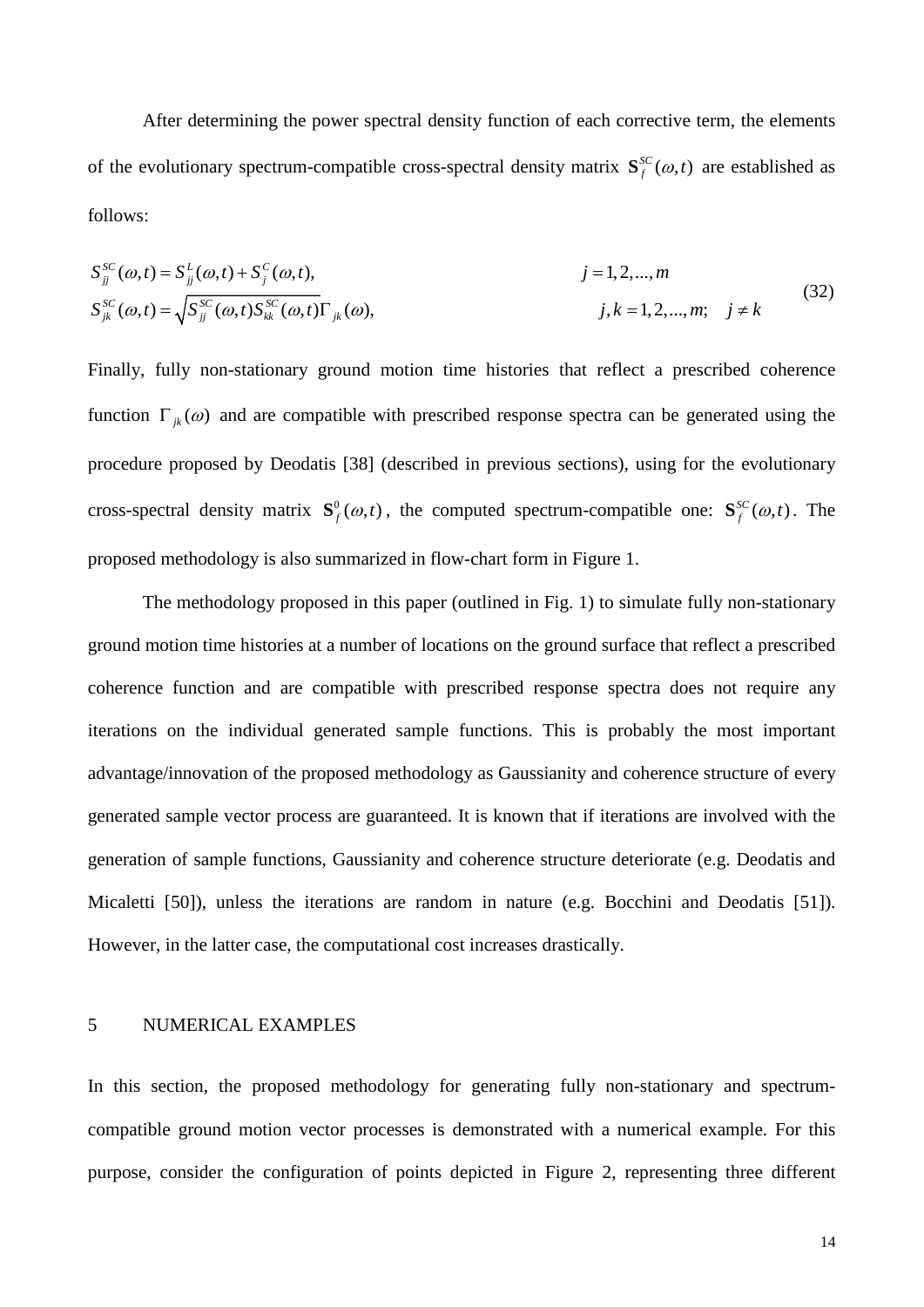After determining the power spectral density function of each corrective term, the elements of the evolutionary spectrum-compatible cross-spectral density matrix $\mathbf{S}_f^{SC}(\omega,t)$ are established as follows:

$$
\begin{aligned}
&S_{jj}^{SC}(\omega,t) = S_{jj}^{L}(\omega,t) + S_{j}^{C}(\omega,t), && j = 1,2,...,m \\
&S_{jk}^{SC}(\omega,t) = \sqrt{S_{jj}^{SC}(\omega,t) S_{kk}^{SC}(\omega,t)}\,\Gamma_{jk}(\omega), && j,k = 1,2,...,m; \quad j \neq k
\end{aligned}
\tag{32}
$$

Finally, fully non-stationary ground motion time histories that reflect a prescribed coherence function $\Gamma_{jk}(\omega)$ and are compatible with prescribed response spectra can be generated using the procedure proposed by Deodatis [38] (described in previous sections), using for the evolutionary cross-spectral density matrix $\mathbf{S}_f^{0}(\omega,t)$, the computed spectrum-compatible one: $\mathbf{S}_f^{SC}(\omega,t)$. The proposed methodology is also summarized in flow-chart form in Figure 1.

The methodology proposed in this paper (outlined in Fig. 1) to simulate fully non-stationary ground motion time histories at a number of locations on the ground surface that reflect a prescribed coherence function and are compatible with prescribed response spectra does not require any iterations on the individual generated sample functions. This is probably the most important advantage/innovation of the proposed methodology as Gaussianity and coherence structure of every generated sample vector process are guaranteed. It is known that if iterations are involved with the generation of sample functions, Gaussianity and coherence structure deteriorate (e.g. Deodatis and Micaletti [50]), unless the iterations are random in nature (e.g. Bocchini and Deodatis [51]). However, in the latter case, the computational cost increases drastically.

## 5 NUMERICAL EXAMPLES

In this section, the proposed methodology for generating fully non-stationary and spectrum-compatible ground motion vector processes is demonstrated with a numerical example. For this purpose, consider the configuration of points depicted in Figure 2, representing three different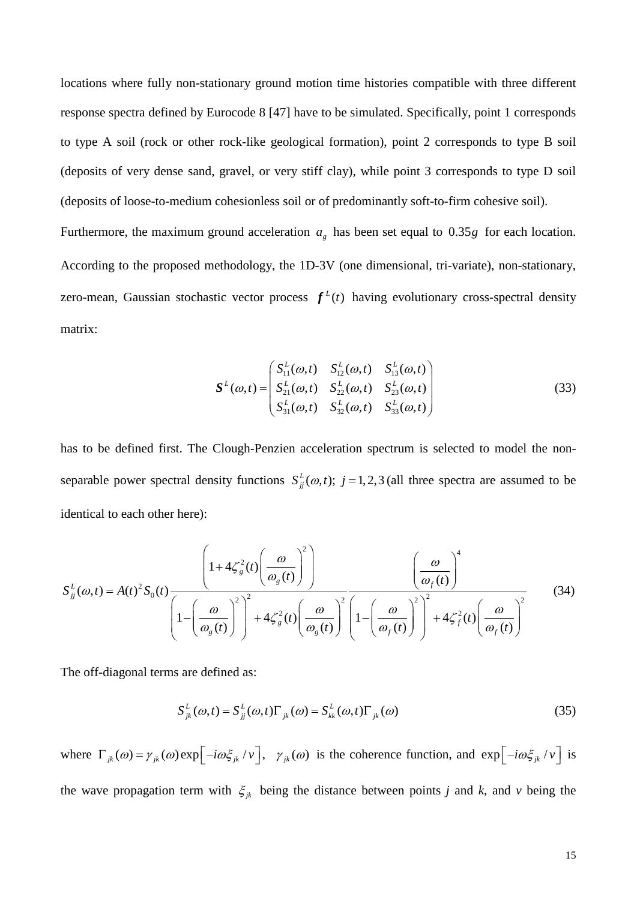locations where fully non-stationary ground motion time histories compatible with three different response spectra defined by Eurocode 8 [47] have to be simulated. Specifically, point 1 corresponds to type A soil (rock or other rock-like geological formation), point 2 corresponds to type B soil (deposits of very dense sand, gravel, or very stiff clay), while point 3 corresponds to type D soil (deposits of loose-to-medium cohesionless soil or of predominantly soft-to-firm cohesive soil).

Furthermore, the maximum ground acceleration $a_g$ has been set equal to $0.35g$ for each location. According to the proposed methodology, the 1D-3V (one dimensional, tri-variate), non-stationary, zero-mean, Gaussian stochastic vector process $\boldsymbol{f}^L(t)$ having evolutionary cross-spectral density matrix:

$$
\boldsymbol{S}^L(\omega,t) = \begin{pmatrix} S_{11}^L(\omega,t) & S_{12}^L(\omega,t) & S_{13}^L(\omega,t) \\ S_{21}^L(\omega,t) & S_{22}^L(\omega,t) & S_{23}^L(\omega,t) \\ S_{31}^L(\omega,t) & S_{32}^L(\omega,t) & S_{33}^L(\omega,t) \end{pmatrix} \tag{33}
$$

has to be defined first. The Clough-Penzien acceleration spectrum is selected to model the non-separable power spectral density functions $S_{jj}^L(\omega,t);\ j=1,2,3$ (all three spectra are assumed to be identical to each other here):

$$
S_{jj}^L(\omega,t) = A(t)^2 S_0(t) \frac{\left(1 + 4\zeta_g^2(t)\left(\dfrac{\omega}{\omega_g(t)}\right)^2\right)}{\left(1-\left(\dfrac{\omega}{\omega_g(t)}\right)^2\right)^2 + 4\zeta_g^2(t)\left(\dfrac{\omega}{\omega_g(t)}\right)^2} \frac{\left(\dfrac{\omega}{\omega_f(t)}\right)^4}{\left(1-\left(\dfrac{\omega}{\omega_f(t)}\right)^2\right)^2 + 4\zeta_f^2(t)\left(\dfrac{\omega}{\omega_f(t)}\right)^2} \tag{34}
$$

The off-diagonal terms are defined as:

$$
S_{jk}^L(\omega,t) = S_{jj}^L(\omega,t)\Gamma_{jk}(\omega) = S_{kk}^L(\omega,t)\Gamma_{jk}(\omega) \tag{35}
$$

where $\Gamma_{jk}(\omega) = \gamma_{jk}(\omega)\exp\left[-i\omega\xi_{jk}/v\right]$, $\gamma_{jk}(\omega)$ is the coherence function, and $\exp\left[-i\omega\xi_{jk}/v\right]$ is the wave propagation term with $\xi_{jk}$ being the distance between points *j* and *k*, and *v* being the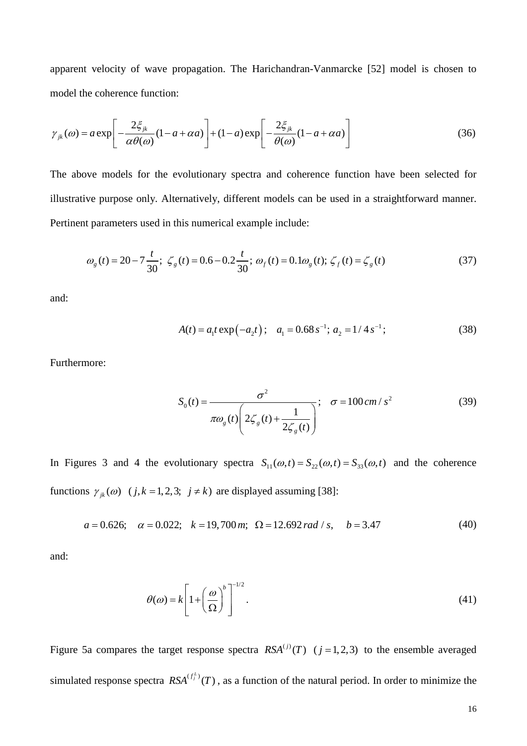apparent velocity of wave propagation. The Harichandran-Vanmarcke [52] model is chosen to model the coherence function:

$$\gamma_{jk}(\omega) = a \exp\left[ -\frac{2\xi_{jk}}{\alpha\theta(\omega)}(1 - a + \alpha a) \right] + (1-a)\exp\left[ -\frac{2\xi_{jk}}{\theta(\omega)}(1 - a + \alpha a) \right] \tag{36}$$

The above models for the evolutionary spectra and coherence function have been selected for illustrative purpose only. Alternatively, different models can be used in a straightforward manner. Pertinent parameters used in this numerical example include:

$$\omega_g(t) = 20 - 7\frac{t}{30};\ \zeta_g(t) = 0.6 - 0.2\frac{t}{30};\ \omega_f(t) = 0.1\omega_g(t);\ \zeta_f(t) = \zeta_g(t) \tag{37}$$

and:

$$A(t) = a_1 t \exp(-a_2 t);\quad a_1 = 0.68\, s^{-1};\ a_2 = 1/4\, s^{-1}; \tag{38}$$

Furthermore:

$$S_0(t) = \frac{\sigma^2}{\pi\omega_g(t)\left(2\zeta_g(t) + \dfrac{1}{2\zeta_g(t)}\right)};\quad \sigma = 100\, cm/s^2 \tag{39}$$

In Figures 3 and 4 the evolutionary spectra $S_{11}(\omega,t) = S_{22}(\omega,t) = S_{33}(\omega,t)$ and the coherence functions $\gamma_{jk}(\omega)$ $(j,k = 1,2,3;\ j \neq k)$ are displayed assuming [38]:

$$a = 0.626;\quad \alpha = 0.022;\quad k = 19{,}700\, m;\ \ \Omega = 12.692\, rad/s,\quad b = 3.47 \tag{40}$$

and:

$$\theta(\omega) = k\left[1 + \left(\frac{\omega}{\Omega}\right)^b\right]^{-1/2}. \tag{41}$$

Figure 5a compares the target response spectra $RSA^{(j)}(T)$ $(j = 1,2,3)$ to the ensemble averaged simulated response spectra $RSA^{(f_j^L)}(T)$, as a function of the natural period. In order to minimize the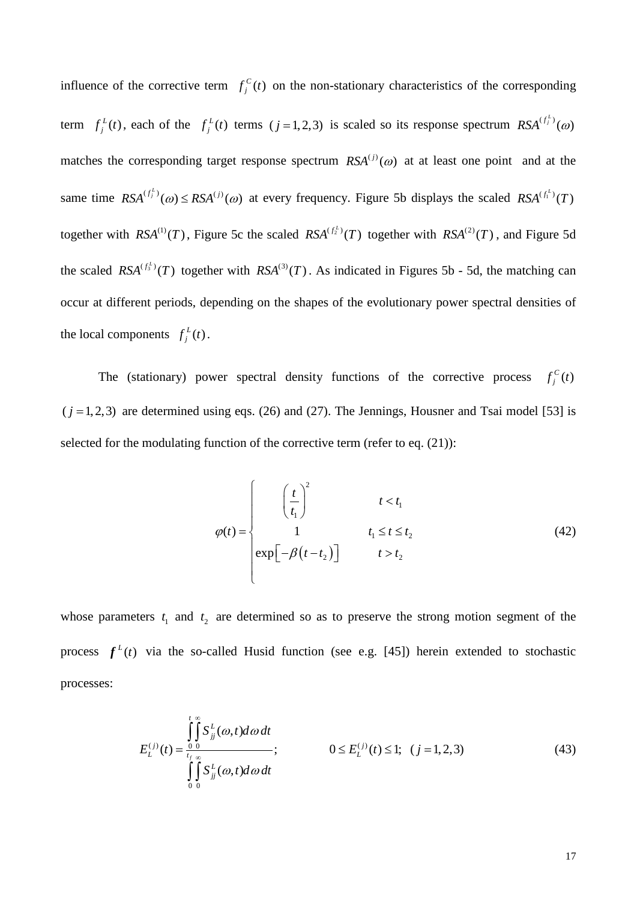influence of the corrective term $f_j^C(t)$ on the non-stationary characteristics of the corresponding term $f_j^L(t)$, each of the $f_j^L(t)$ terms $(j=1,2,3)$ is scaled so its response spectrum $RSA^{(f_j^L)}(\omega)$ matches the corresponding target response spectrum $RSA^{(j)}(\omega)$ at at least one point and at the same time $RSA^{(f_j^L)}(\omega) \le RSA^{(j)}(\omega)$ at every frequency. Figure 5b displays the scaled $RSA^{(f_1^L)}(T)$ together with $RSA^{(1)}(T)$, Figure 5c the scaled $RSA^{(f_2^L)}(T)$ together with $RSA^{(2)}(T)$, and Figure 5d the scaled $RSA^{(f_3^L)}(T)$ together with $RSA^{(3)}(T)$. As indicated in Figures 5b - 5d, the matching can occur at different periods, depending on the shapes of the evolutionary power spectral densities of the local components $f_j^L(t)$.

The (stationary) power spectral density functions of the corrective process $f_j^C(t)$ $(j=1,2,3)$ are determined using eqs. (26) and (27). The Jennings, Housner and Tsai model [53] is selected for the modulating function of the corrective term (refer to eq. (21)):

$$
\varphi(t) = \begin{cases} \left(\dfrac{t}{t_1}\right)^2 & t < t_1 \\ 1 & t_1 \le t \le t_2 \\ \exp\left[-\beta\left(t - t_2\right)\right] & t > t_2 \end{cases} \tag{42}
$$

whose parameters $t_1$ and $t_2$ are determined so as to preserve the strong motion segment of the process $\boldsymbol{f}^L(t)$ via the so-called Husid function (see e.g. [45]) herein extended to stochastic processes:

$$
E_L^{(j)}(t) = \frac{\int_0^t \int_0^\infty S_{jj}^L(\omega,t)\,d\omega\,dt}{\int_0^{t_f} \int_0^\infty S_{jj}^L(\omega,t)\,d\omega\,dt}; \qquad 0 \le E_L^{(j)}(t) \le 1; \quad (j=1,2,3) \tag{43}
$$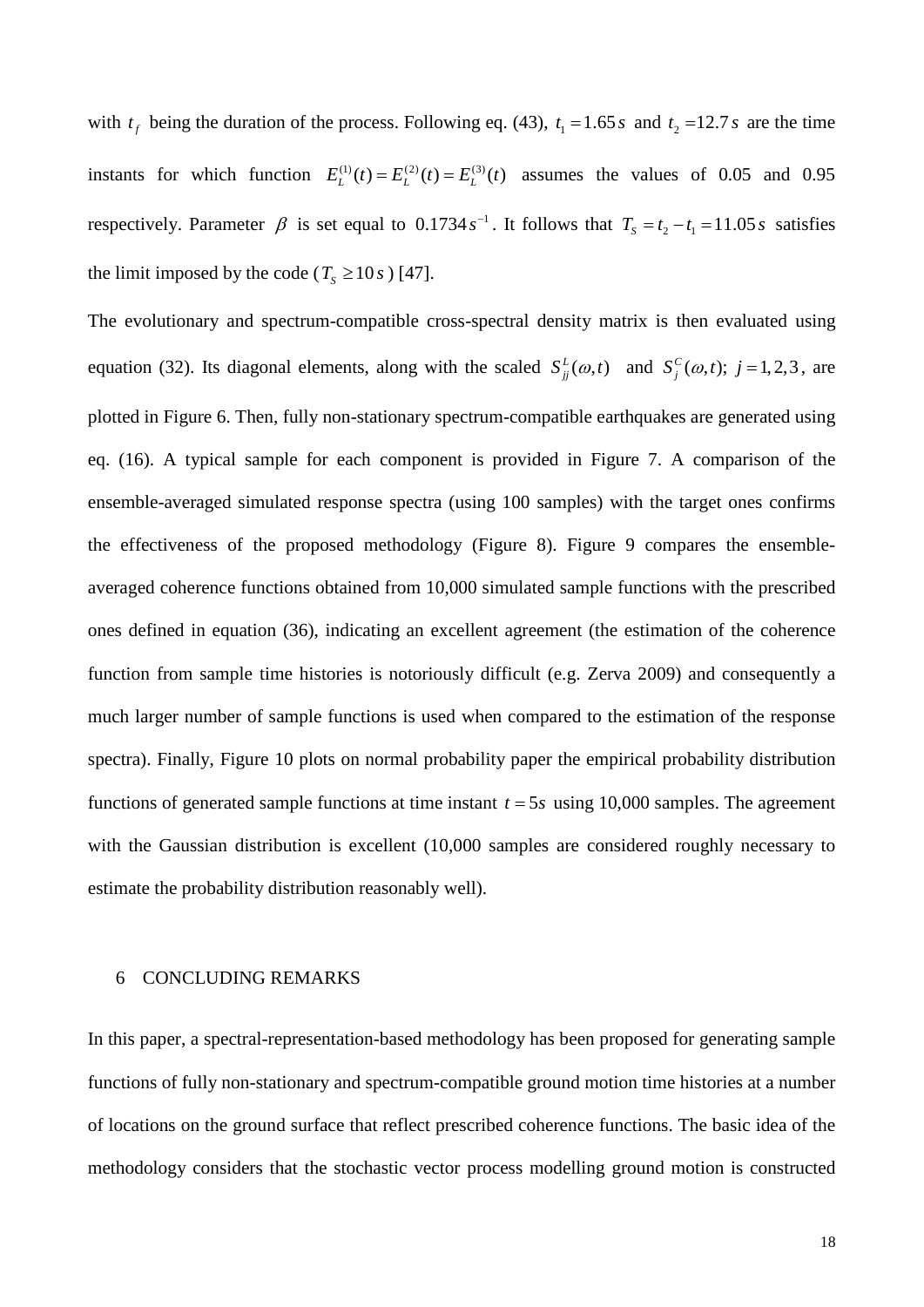with $t_f$ being the duration of the process. Following eq. (43), $t_1 = 1.65\,s$ and $t_2 = 12.7\,s$ are the time instants for which function $E_L^{(1)}(t) = E_L^{(2)}(t) = E_L^{(3)}(t)$ assumes the values of 0.05 and 0.95 respectively. Parameter $\beta$ is set equal to $0.1734\,s^{-1}$. It follows that $T_S = t_2 - t_1 = 11.05\,s$ satisfies the limit imposed by the code ($T_S \geq 10\,s$) [47].

The evolutionary and spectrum-compatible cross-spectral density matrix is then evaluated using equation (32). Its diagonal elements, along with the scaled $S_{jj}^{L}(\omega,t)$ and $S_j^{C}(\omega,t);\ j = 1,2,3$, are plotted in Figure 6. Then, fully non-stationary spectrum-compatible earthquakes are generated using eq. (16). A typical sample for each component is provided in Figure 7. A comparison of the ensemble-averaged simulated response spectra (using 100 samples) with the target ones confirms the effectiveness of the proposed methodology (Figure 8). Figure 9 compares the ensemble-averaged coherence functions obtained from 10,000 simulated sample functions with the prescribed ones defined in equation (36), indicating an excellent agreement (the estimation of the coherence function from sample time histories is notoriously difficult (e.g. Zerva 2009) and consequently a much larger number of sample functions is used when compared to the estimation of the response spectra). Finally, Figure 10 plots on normal probability paper the empirical probability distribution functions of generated sample functions at time instant $t = 5s$ using 10,000 samples. The agreement with the Gaussian distribution is excellent (10,000 samples are considered roughly necessary to estimate the probability distribution reasonably well).

## 6 CONCLUDING REMARKS

In this paper, a spectral-representation-based methodology has been proposed for generating sample functions of fully non-stationary and spectrum-compatible ground motion time histories at a number of locations on the ground surface that reflect prescribed coherence functions. The basic idea of the methodology considers that the stochastic vector process modelling ground motion is constructed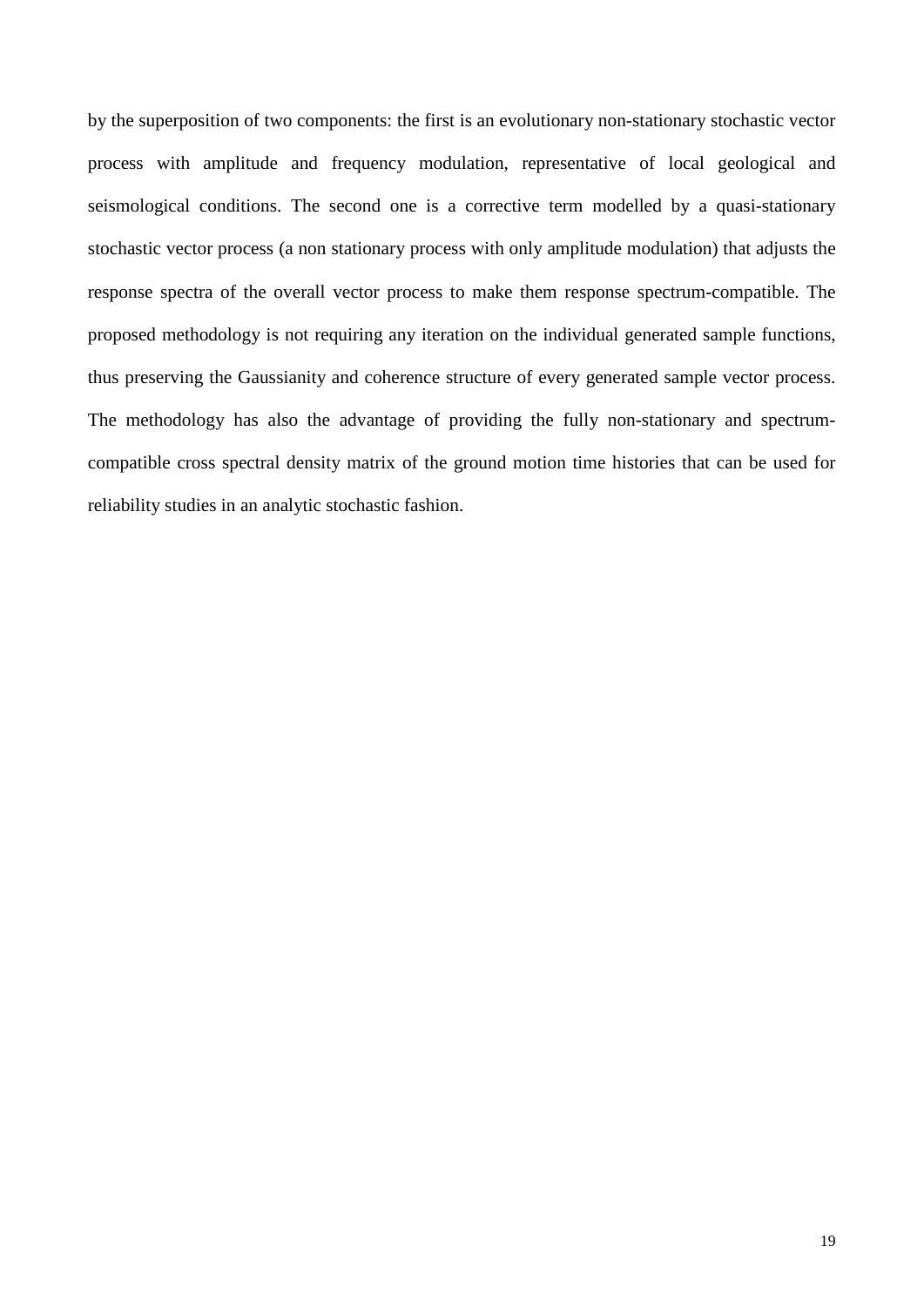by the superposition of two components: the first is an evolutionary non-stationary stochastic vector process with amplitude and frequency modulation, representative of local geological and seismological conditions. The second one is a corrective term modelled by a quasi-stationary stochastic vector process (a non stationary process with only amplitude modulation) that adjusts the response spectra of the overall vector process to make them response spectrum-compatible. The proposed methodology is not requiring any iteration on the individual generated sample functions, thus preserving the Gaussianity and coherence structure of every generated sample vector process. The methodology has also the advantage of providing the fully non-stationary and spectrum-compatible cross spectral density matrix of the ground motion time histories that can be used for reliability studies in an analytic stochastic fashion.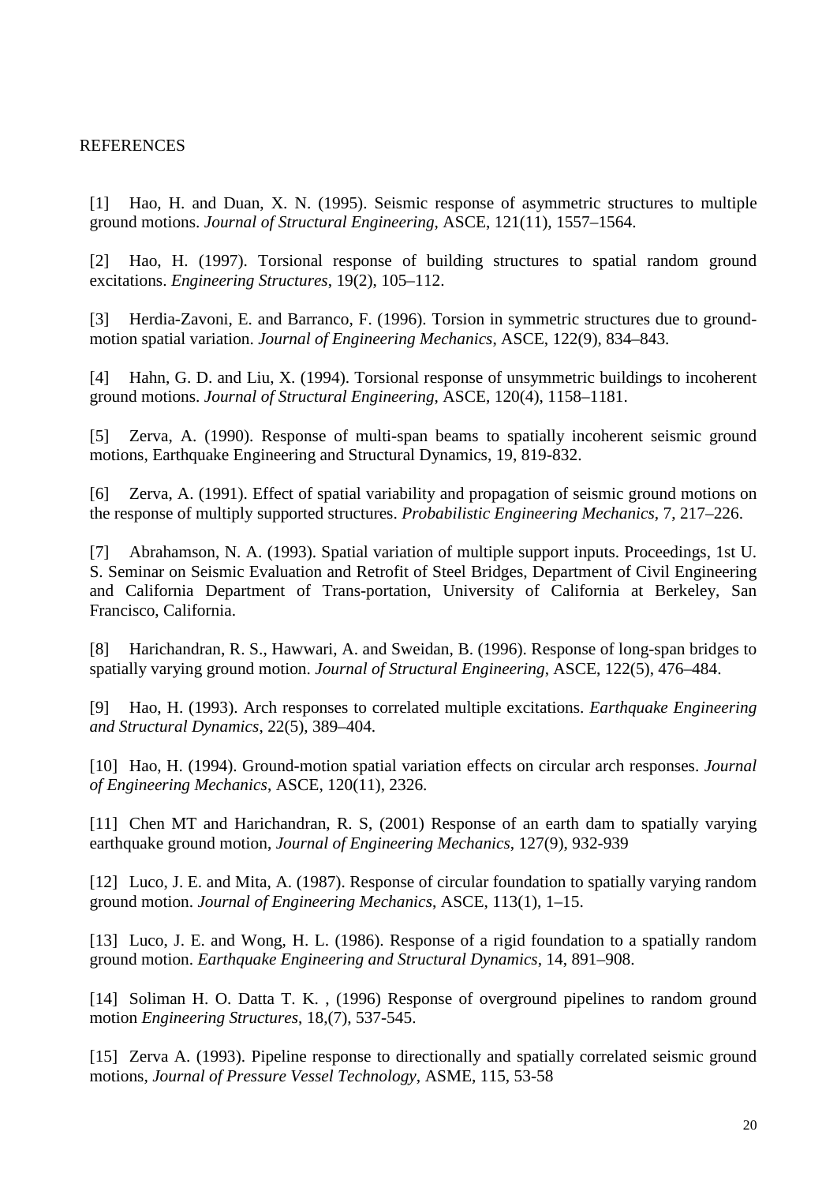REFERENCES

[1] Hao, H. and Duan, X. N. (1995). Seismic response of asymmetric structures to multiple ground motions. *Journal of Structural Engineering*, ASCE, 121(11), 1557–1564.

[2] Hao, H. (1997). Torsional response of building structures to spatial random ground excitations. *Engineering Structures*, 19(2), 105–112.

[3] Herdia-Zavoni, E. and Barranco, F. (1996). Torsion in symmetric structures due to ground-motion spatial variation. *Journal of Engineering Mechanics*, ASCE, 122(9), 834–843.

[4] Hahn, G. D. and Liu, X. (1994). Torsional response of unsymmetric buildings to incoherent ground motions. *Journal of Structural Engineering*, ASCE, 120(4), 1158–1181.

[5] Zerva, A. (1990). Response of multi-span beams to spatially incoherent seismic ground motions, Earthquake Engineering and Structural Dynamics, 19, 819-832.

[6] Zerva, A. (1991). Effect of spatial variability and propagation of seismic ground motions on the response of multiply supported structures. *Probabilistic Engineering Mechanics*, 7, 217–226.

[7] Abrahamson, N. A. (1993). Spatial variation of multiple support inputs. Proceedings, 1st U. S. Seminar on Seismic Evaluation and Retrofit of Steel Bridges, Department of Civil Engineering and California Department of Trans-portation, University of California at Berkeley, San Francisco, California.

[8] Harichandran, R. S., Hawwari, A. and Sweidan, B. (1996). Response of long-span bridges to spatially varying ground motion. *Journal of Structural Engineering*, ASCE, 122(5), 476–484.

[9] Hao, H. (1993). Arch responses to correlated multiple excitations. *Earthquake Engineering and Structural Dynamics*, 22(5), 389–404.

[10] Hao, H. (1994). Ground-motion spatial variation effects on circular arch responses. *Journal of Engineering Mechanics*, ASCE, 120(11), 2326.

[11] Chen MT and Harichandran, R. S, (2001) Response of an earth dam to spatially varying earthquake ground motion, *Journal of Engineering Mechanics*, 127(9), 932-939

[12] Luco, J. E. and Mita, A. (1987). Response of circular foundation to spatially varying random ground motion. *Journal of Engineering Mechanics*, ASCE, 113(1), 1–15.

[13] Luco, J. E. and Wong, H. L. (1986). Response of a rigid foundation to a spatially random ground motion. *Earthquake Engineering and Structural Dynamics*, 14, 891–908.

[14] Soliman H. O. Datta T. K. , (1996) Response of overground pipelines to random ground motion *Engineering Structures*, 18,(7), 537-545.

[15] Zerva A. (1993). Pipeline response to directionally and spatially correlated seismic ground motions, *Journal of Pressure Vessel Technology*, ASME, 115, 53-58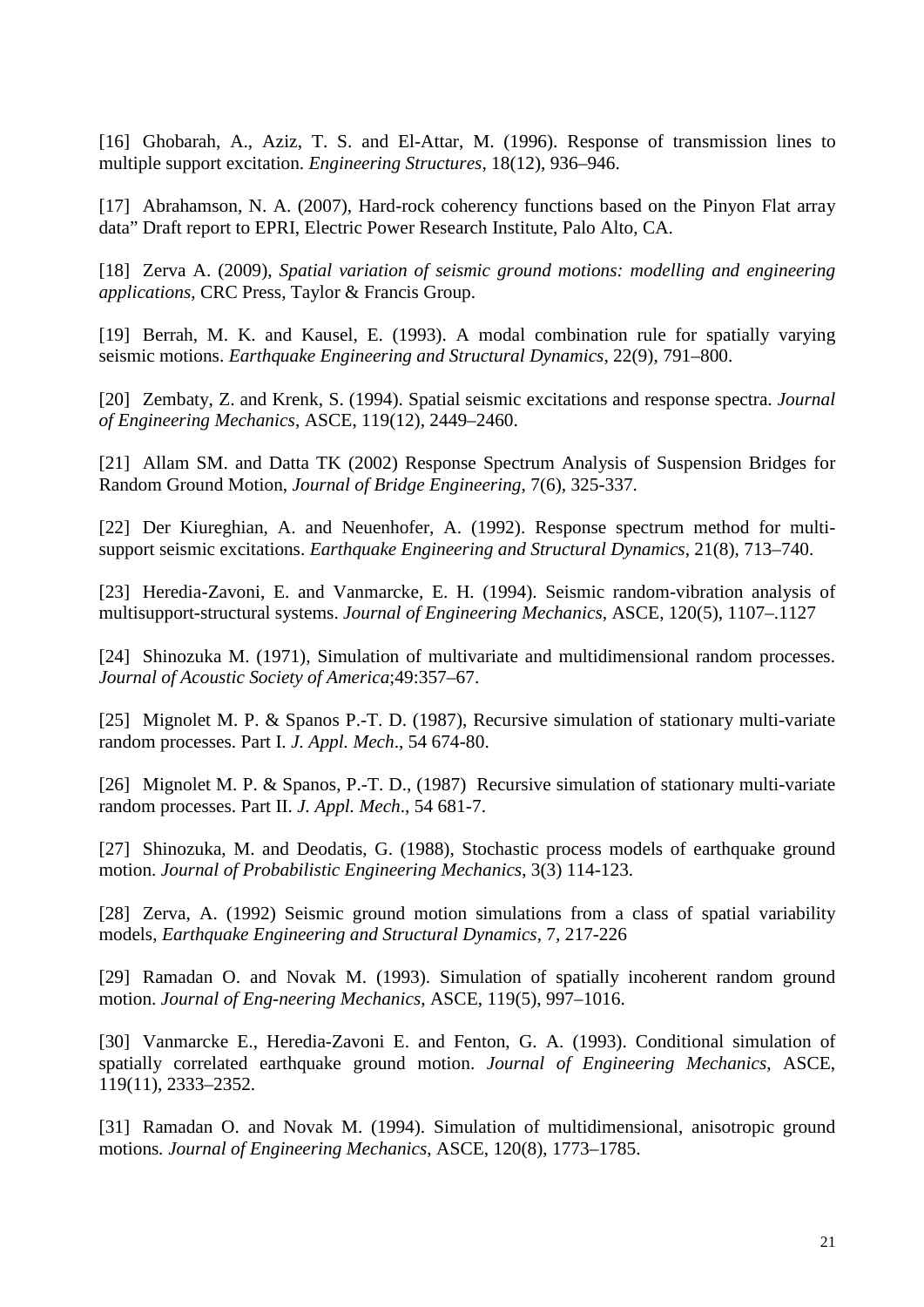[16] Ghobarah, A., Aziz, T. S. and El-Attar, M. (1996). Response of transmission lines to multiple support excitation. *Engineering Structures*, 18(12), 936–946.

[17] Abrahamson, N. A. (2007), Hard-rock coherency functions based on the Pinyon Flat array data" Draft report to EPRI, Electric Power Research Institute, Palo Alto, CA.

[18] Zerva A. (2009), *Spatial variation of seismic ground motions: modelling and engineering applications*, CRC Press, Taylor & Francis Group.

[19] Berrah, M. K. and Kausel, E. (1993). A modal combination rule for spatially varying seismic motions. *Earthquake Engineering and Structural Dynamics*, 22(9), 791–800.

[20] Zembaty, Z. and Krenk, S. (1994). Spatial seismic excitations and response spectra. *Journal of Engineering Mechanics*, ASCE, 119(12), 2449–2460.

[21] Allam SM. and Datta TK (2002) Response Spectrum Analysis of Suspension Bridges for Random Ground Motion, *Journal of Bridge Engineering*, 7(6), 325-337.

[22] Der Kiureghian, A. and Neuenhofer, A. (1992). Response spectrum method for multi-support seismic excitations. *Earthquake Engineering and Structural Dynamics*, 21(8), 713–740.

[23] Heredia-Zavoni, E. and Vanmarcke, E. H. (1994). Seismic random-vibration analysis of multisupport-structural systems. *Journal of Engineering Mechanics*, ASCE, 120(5), 1107–.1127

[24] Shinozuka M. (1971), Simulation of multivariate and multidimensional random processes. *Journal of Acoustic Society of America*;49:357–67.

[25] Mignolet M. P. & Spanos P.-T. D. (1987), Recursive simulation of stationary multi-variate random processes. Part I. *J. Appl. Mech*., 54 674-80.

[26] Mignolet M. P. & Spanos, P.-T. D., (1987) Recursive simulation of stationary multi-variate random processes. Part II. *J. Appl. Mech*., 54 681-7.

[27] Shinozuka, M. and Deodatis, G. (1988), Stochastic process models of earthquake ground motion. *Journal of Probabilistic Engineering Mechanics*, 3(3) 114-123.

[28] Zerva, A. (1992) Seismic ground motion simulations from a class of spatial variability models, *Earthquake Engineering and Structural Dynamics*, 7, 217-226

[29] Ramadan O. and Novak M. (1993). Simulation of spatially incoherent random ground motion. *Journal of Eng-neering Mechanics*, ASCE, 119(5), 997–1016.

[30] Vanmarcke E., Heredia-Zavoni E. and Fenton, G. A. (1993). Conditional simulation of spatially correlated earthquake ground motion. *Journal of Engineering Mechanics*, ASCE, 119(11), 2333–2352.

[31] Ramadan O. and Novak M. (1994). Simulation of multidimensional, anisotropic ground motions. *Journal of Engineering Mechanics*, ASCE, 120(8), 1773–1785.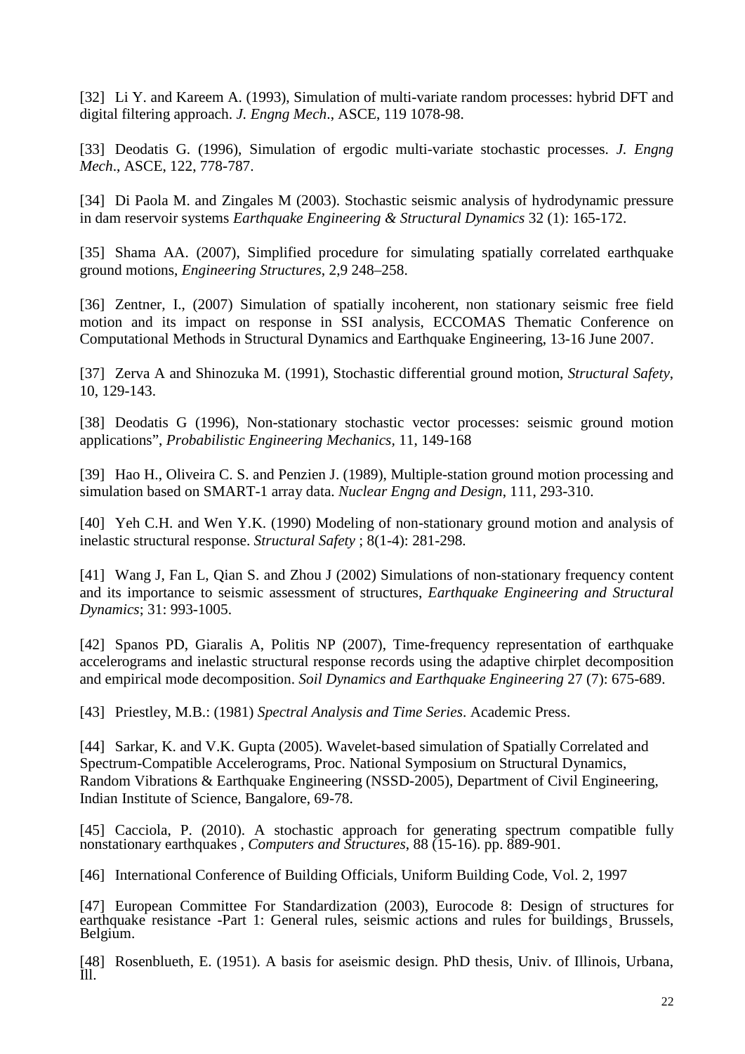[32] Li Y. and Kareem A. (1993), Simulation of multi-variate random processes: hybrid DFT and digital filtering approach. *J. Engng Mech*., ASCE, 119 1078-98.

[33] Deodatis G. (1996), Simulation of ergodic multi-variate stochastic processes. *J. Engng Mech*., ASCE, 122, 778-787.

[34] Di Paola M. and Zingales M (2003). Stochastic seismic analysis of hydrodynamic pressure in dam reservoir systems *Earthquake Engineering & Structural Dynamics* 32 (1): 165-172.

[35] Shama AA. (2007), Simplified procedure for simulating spatially correlated earthquake ground motions, *Engineering Structures*, 2,9 248–258.

[36] Zentner, I., (2007) Simulation of spatially incoherent, non stationary seismic free field motion and its impact on response in SSI analysis, ECCOMAS Thematic Conference on Computational Methods in Structural Dynamics and Earthquake Engineering, 13-16 June 2007.

[37] Zerva A and Shinozuka M. (1991), Stochastic differential ground motion, *Structural Safety*, 10, 129-143.

[38] Deodatis G (1996), Non-stationary stochastic vector processes: seismic ground motion applications", *Probabilistic Engineering Mechanics*, 11, 149-168

[39] Hao H., Oliveira C. S. and Penzien J. (1989), Multiple-station ground motion processing and simulation based on SMART-1 array data. *Nuclear Engng and Design*, 111, 293-310.

[40] Yeh C.H. and Wen Y.K. (1990) Modeling of non-stationary ground motion and analysis of inelastic structural response. *Structural Safety* ; 8(1-4): 281-298.

[41] Wang J, Fan L, Qian S. and Zhou J (2002) Simulations of non-stationary frequency content and its importance to seismic assessment of structures, *Earthquake Engineering and Structural Dynamics*; 31: 993-1005.

[42] Spanos PD, Giaralis A, Politis NP (2007), Time-frequency representation of earthquake accelerograms and inelastic structural response records using the adaptive chirplet decomposition and empirical mode decomposition. *Soil Dynamics and Earthquake Engineering* 27 (7): 675-689.

[43] Priestley, M.B.: (1981) *Spectral Analysis and Time Series*. Academic Press.

[44] Sarkar, K. and V.K. Gupta (2005). Wavelet-based simulation of Spatially Correlated and Spectrum-Compatible Accelerograms, Proc. National Symposium on Structural Dynamics, Random Vibrations & Earthquake Engineering (NSSD-2005), Department of Civil Engineering, Indian Institute of Science, Bangalore, 69-78.

[45] Cacciola, P. (2010). A stochastic approach for generating spectrum compatible fully nonstationary earthquakes , *Computers and Structures*, 88 (15-16). pp. 889-901.

[46] International Conference of Building Officials, Uniform Building Code, Vol. 2, 1997

[47] European Committee For Standardization (2003), Eurocode 8: Design of structures for earthquake resistance -Part 1: General rules, seismic actions and rules for buildings¸ Brussels, Belgium.

[48] Rosenblueth, E. (1951). A basis for aseismic design. PhD thesis, Univ. of Illinois, Urbana, Ill.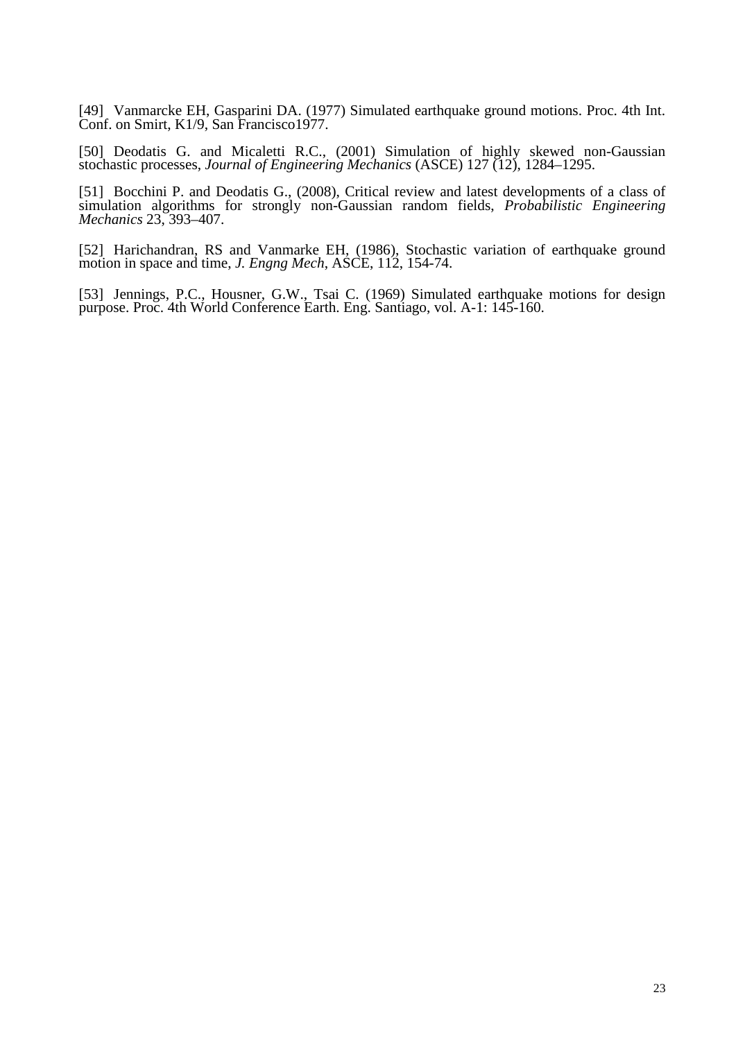[49] Vanmarcke EH, Gasparini DA. (1977) Simulated earthquake ground motions. Proc. 4th Int. Conf. on Smirt, K1/9, San Francisco1977.

[50] Deodatis G. and Micaletti R.C., (2001) Simulation of highly skewed non-Gaussian stochastic processes, *Journal of Engineering Mechanics* (ASCE) 127 (12), 1284–1295.

[51] Bocchini P. and Deodatis G., (2008), Critical review and latest developments of a class of simulation algorithms for strongly non-Gaussian random fields, *Probabilistic Engineering Mechanics* 23, 393–407.

[52] Harichandran, RS and Vanmarke EH, (1986), Stochastic variation of earthquake ground motion in space and time, *J. Engng Mech*, ASCE, 112, 154-74.

[53] Jennings, P.C., Housner, G.W., Tsai C. (1969) Simulated earthquake motions for design purpose. Proc. 4th World Conference Earth. Eng. Santiago, vol. A-1: 145-160.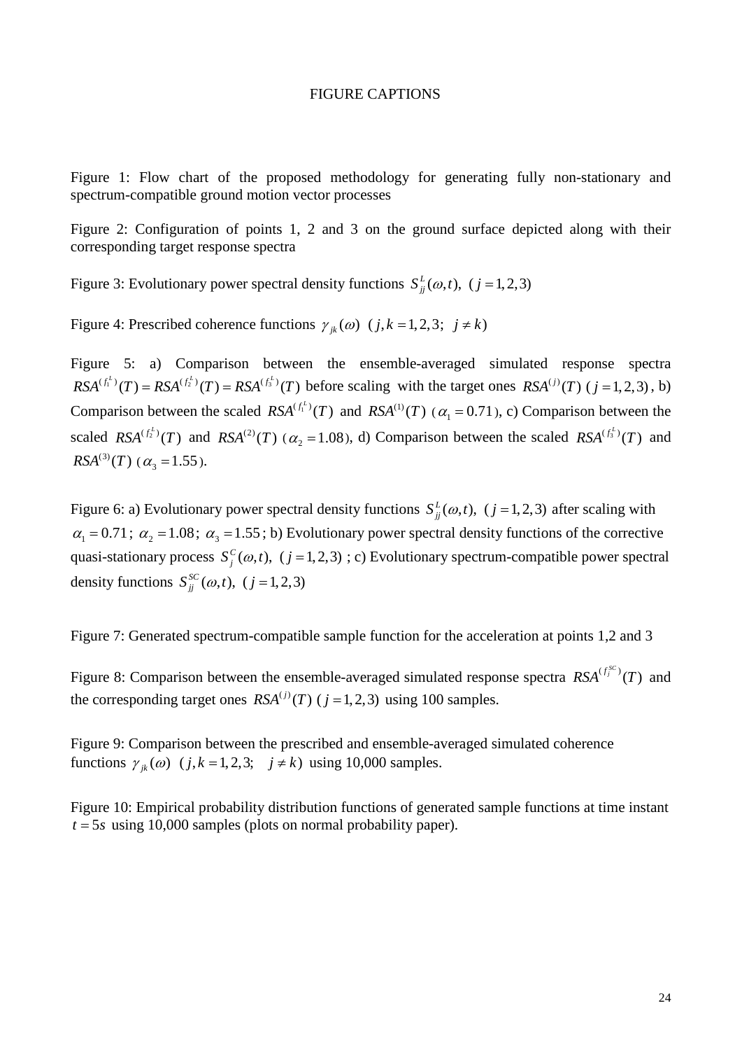FIGURE CAPTIONS

Figure 1: Flow chart of the proposed methodology for generating fully non-stationary and spectrum-compatible ground motion vector processes

Figure 2: Configuration of points 1, 2 and 3 on the ground surface depicted along with their corresponding target response spectra

Figure 3: Evolutionary power spectral density functions $S_{jj}^{L}(\omega,t),\ (j=1,2,3)$

Figure 4: Prescribed coherence functions $\gamma_{jk}(\omega)\ \ (j,k=1,2,3;\ \ j\neq k)$

Figure 5: a) Comparison between the ensemble-averaged simulated response spectra $RSA^{(f_1^L)}(T)=RSA^{(f_2^L)}(T)=RSA^{(f_3^L)}(T)$ before scaling with the target ones $RSA^{(j)}(T)\ (j=1,2,3)$, b) Comparison between the scaled $RSA^{(f_1^L)}(T)$ and $RSA^{(1)}(T)$ ($\alpha_1=0.71$), c) Comparison between the scaled $RSA^{(f_2^L)}(T)$ and $RSA^{(2)}(T)$ ($\alpha_2=1.08$), d) Comparison between the scaled $RSA^{(f_3^L)}(T)$ and $RSA^{(3)}(T)$ ($\alpha_3=1.55$).

Figure 6: a) Evolutionary power spectral density functions $S_{jj}^{L}(\omega,t),\ (j=1,2,3)$ after scaling with $\alpha_1=0.71$; $\alpha_2=1.08$; $\alpha_3=1.55$; b) Evolutionary power spectral density functions of the corrective quasi-stationary process $S_{j}^{C}(\omega,t),\ (j=1,2,3)$ ; c) Evolutionary spectrum-compatible power spectral density functions $S_{jj}^{SC}(\omega,t),\ (j=1,2,3)$

Figure 7: Generated spectrum-compatible sample function for the acceleration at points 1,2 and 3

Figure 8: Comparison between the ensemble-averaged simulated response spectra $RSA^{(f_j^{SC})}(T)$ and the corresponding target ones $RSA^{(j)}(T)\ (j=1,2,3)$ using 100 samples.

Figure 9: Comparison between the prescribed and ensemble-averaged simulated coherence functions $\gamma_{jk}(\omega)\ \ (j,k=1,2,3;\ \ \ j\neq k)$ using 10,000 samples.

Figure 10: Empirical probability distribution functions of generated sample functions at time instant $t=5s$ using 10,000 samples (plots on normal probability paper).